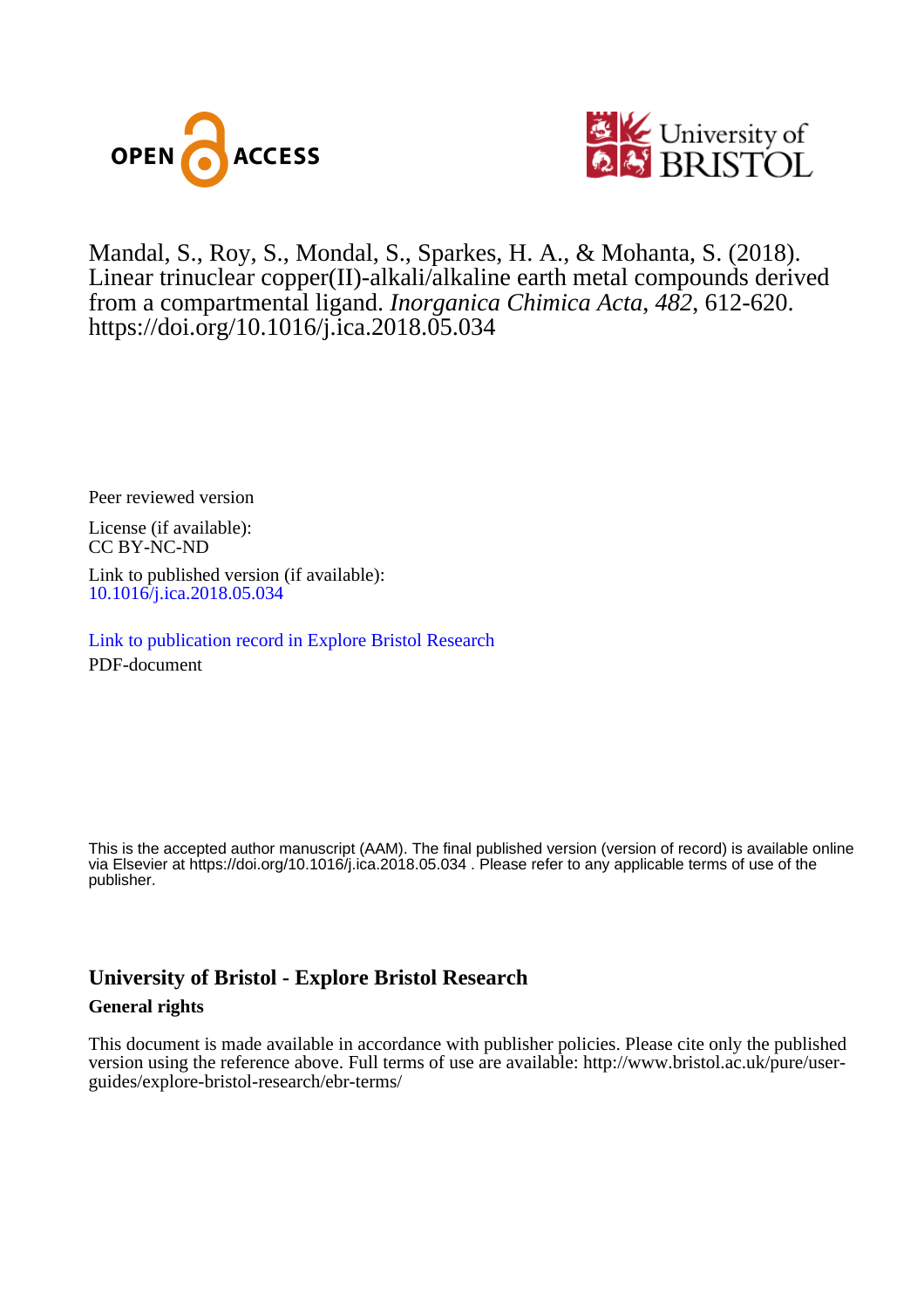OPEN ACCESS

University of BRISTOL

Mandal, S., Roy, S., Mondal, S., Sparkes, H. A., & Mohanta, S. (2018). Linear trinuclear copper(II)-alkali/alkaline earth metal compounds derived from a compartmental ligand. *Inorganica Chimica Acta*, *482*, 612-620. https://doi.org/10.1016/j.ica.2018.05.034

Peer reviewed version

License (if available):
CC BY-NC-ND

Link to published version (if available):
10.1016/j.ica.2018.05.034

Link to publication record in Explore Bristol Research
PDF-document

This is the accepted author manuscript (AAM). The final published version (version of record) is available online via Elsevier at https://doi.org/10.1016/j.ica.2018.05.034 . Please refer to any applicable terms of use of the publisher.

## University of Bristol - Explore Bristol Research

### General rights

This document is made available in accordance with publisher policies. Please cite only the published version using the reference above. Full terms of use are available: http://www.bristol.ac.uk/pure/user-guides/explore-bristol-research/ebr-terms/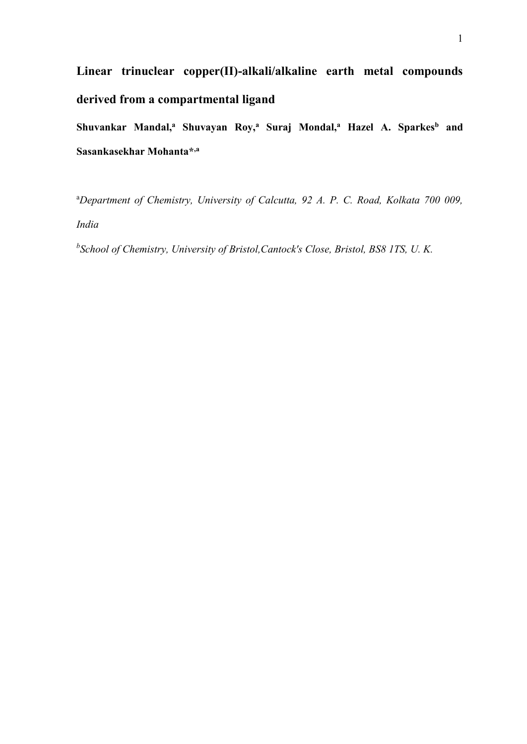# Linear trinuclear copper(II)-alkali/alkaline earth metal compounds derived from a compartmental ligand

**Shuvankar Mandal,[a] Shuvayan Roy,[a] Suraj Mondal,[a] Hazel A. Sparkes[b] and Sasankasekhar Mohanta*,[a]**

[a]*Department of Chemistry, University of Calcutta, 92 A. P. C. Road, Kolkata 700 009, India*

[b]*School of Chemistry, University of Bristol, Cantock's Close, Bristol, BS8 1TS, U. K.*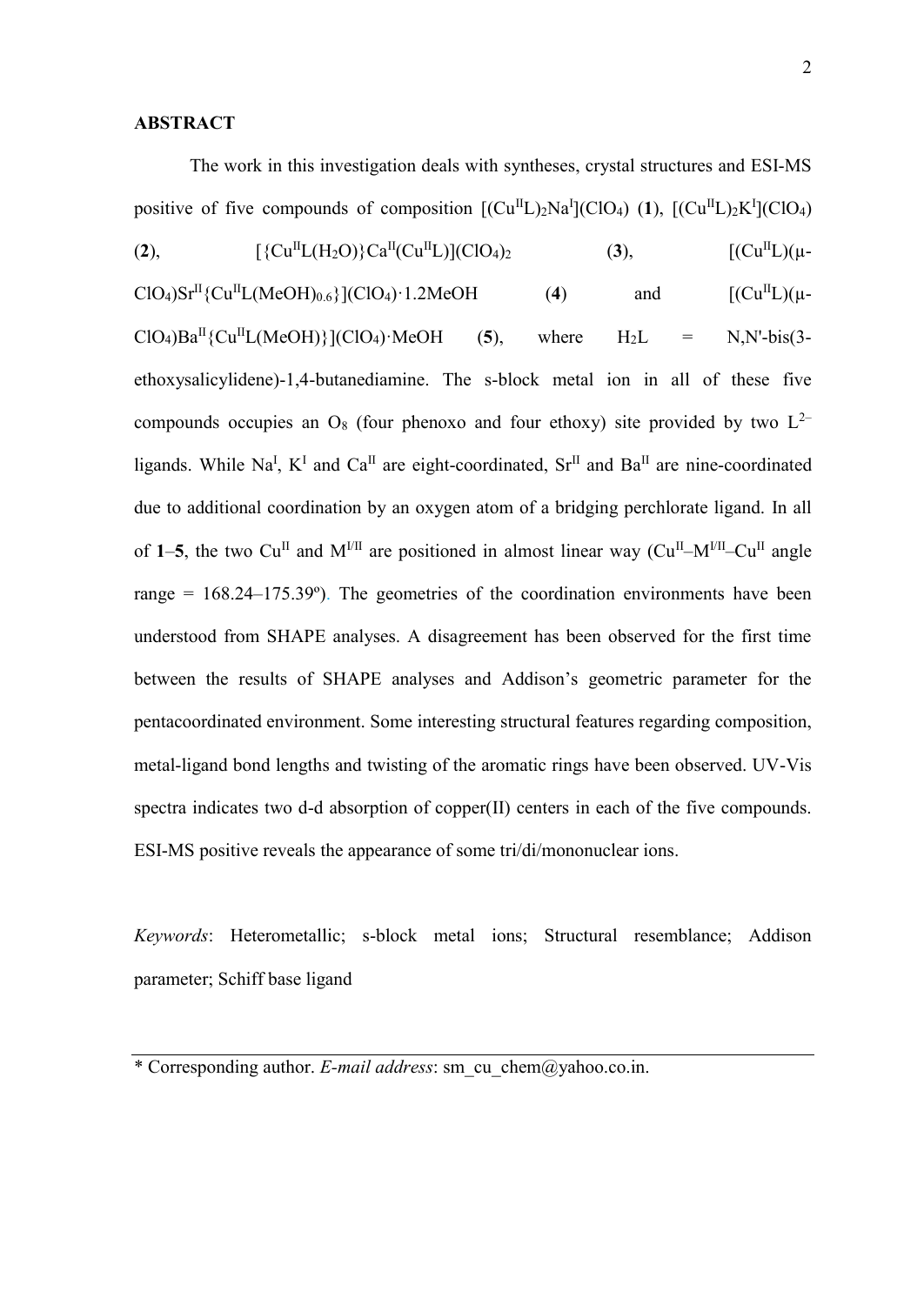## ABSTRACT

The work in this investigation deals with syntheses, crystal structures and ESI-MS positive of five compounds of composition $[(Cu^{II}L)_2Na^{I}](ClO_4)$ (**1**), $[(Cu^{II}L)_2K^{I}](ClO_4)$ (**2**), $[\{Cu^{II}L(H_2O)\}Ca^{II}(Cu^{II}L)](ClO_4)_2$ (**3**), $[(Cu^{II}L)(\mu\text{-}ClO_4)Sr^{II}\{Cu^{II}L(MeOH)_{0.6}\}](ClO_4)\cdot 1.2MeOH$ (**4**) and $[(Cu^{II}L)(\mu\text{-}ClO_4)Ba^{II}\{Cu^{II}L(MeOH)\}](ClO_4)\cdot MeOH$ (**5**), where $H_2L$ = N,N'-bis(3-ethoxysalicylidene)-1,4-butanediamine. The s-block metal ion in all of these five compounds occupies an $O_8$ (four phenoxo and four ethoxy) site provided by two $L^{2-}$ ligands. While $Na^{I}$, $K^{I}$ and $Ca^{II}$ are eight-coordinated, $Sr^{II}$ and $Ba^{II}$ are nine-coordinated due to additional coordination by an oxygen atom of a bridging perchlorate ligand. In all of **1**–**5**, the two $Cu^{II}$ and $M^{I/II}$ are positioned in almost linear way ($Cu^{II}$–$M^{I/II}$–$Cu^{II}$ angle range = 168.24–175.39º). The geometries of the coordination environments have been understood from SHAPE analyses. A disagreement has been observed for the first time between the results of SHAPE analyses and Addison's geometric parameter for the pentacoordinated environment. Some interesting structural features regarding composition, metal-ligand bond lengths and twisting of the aromatic rings have been observed. UV-Vis spectra indicates two d-d absorption of copper(II) centers in each of the five compounds. ESI-MS positive reveals the appearance of some tri/di/mononuclear ions.

*Keywords*: Heterometallic; s-block metal ions; Structural resemblance; Addison parameter; Schiff base ligand

---

\* Corresponding author. *E-mail address*: sm_cu_chem@yahoo.co.in.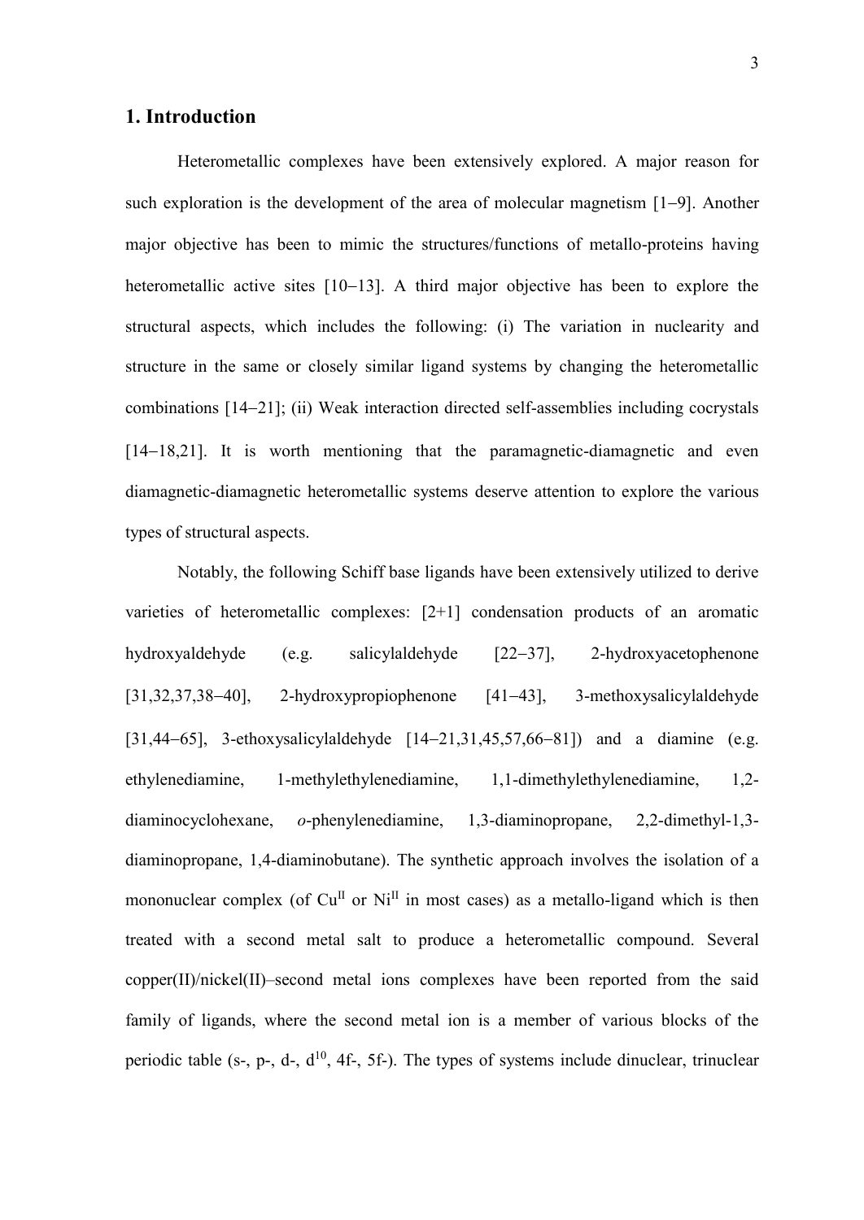## 1. Introduction

Heterometallic complexes have been extensively explored. A major reason for such exploration is the development of the area of molecular magnetism [1−9]. Another major objective has been to mimic the structures/functions of metallo-proteins having heterometallic active sites [10−13]. A third major objective has been to explore the structural aspects, which includes the following: (i) The variation in nuclearity and structure in the same or closely similar ligand systems by changing the heterometallic combinations [14−21]; (ii) Weak interaction directed self-assemblies including cocrystals [14−18,21]. It is worth mentioning that the paramagnetic-diamagnetic and even diamagnetic-diamagnetic heterometallic systems deserve attention to explore the various types of structural aspects.

Notably, the following Schiff base ligands have been extensively utilized to derive varieties of heterometallic complexes: [2+1] condensation products of an aromatic hydroxyaldehyde (e.g. salicylaldehyde [22−37], 2-hydroxyacetophenone [31,32,37,38−40], 2-hydroxypropiophenone [41−43], 3-methoxysalicylaldehyde [31,44−65], 3-ethoxysalicylaldehyde [14−21,31,45,57,66−81]) and a diamine (e.g. ethylenediamine, 1-methylethylenediamine, 1,1-dimethylethylenediamine, 1,2-diaminocyclohexane, *o*-phenylenediamine, 1,3-diaminopropane, 2,2-dimethyl-1,3-diaminopropane, 1,4-diaminobutane). The synthetic approach involves the isolation of a mononuclear complex (of $Cu^{II}$ or $Ni^{II}$ in most cases) as a metallo-ligand which is then treated with a second metal salt to produce a heterometallic compound. Several copper(II)/nickel(II)–second metal ions complexes have been reported from the said family of ligands, where the second metal ion is a member of various blocks of the periodic table (s-, p-, d-, $d^{10}$, 4f-, 5f-). The types of systems include dinuclear, trinuclear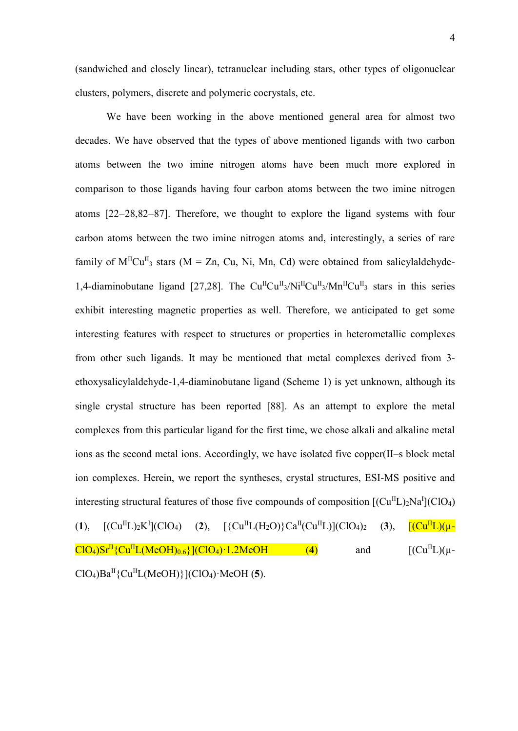(sandwiched and closely linear), tetranuclear including stars, other types of oligonuclear clusters, polymers, discrete and polymeric cocrystals, etc.

We have been working in the above mentioned general area for almost two decades. We have observed that the types of above mentioned ligands with two carbon atoms between the two imine nitrogen atoms have been much more explored in comparison to those ligands having four carbon atoms between the two imine nitrogen atoms [22−28,82−87]. Therefore, we thought to explore the ligand systems with four carbon atoms between the two imine nitrogen atoms and, interestingly, a series of rare family of $M^{II}Cu^{II}_3$ stars (M = Zn, Cu, Ni, Mn, Cd) were obtained from salicylaldehyde-1,4-diaminobutane ligand [27,28]. The $Cu^{II}Cu^{II}_3$/$Ni^{II}Cu^{II}_3$/$Mn^{II}Cu^{II}_3$ stars in this series exhibit interesting magnetic properties as well. Therefore, we anticipated to get some interesting features with respect to structures or properties in heterometallic complexes from other such ligands. It may be mentioned that metal complexes derived from 3-ethoxysalicylaldehyde-1,4-diaminobutane ligand (Scheme 1) is yet unknown, although its single crystal structure has been reported [88]. As an attempt to explore the metal complexes from this particular ligand for the first time, we chose alkali and alkaline metal ions as the second metal ions. Accordingly, we have isolated five copper(II–s block metal ion complexes. Herein, we report the syntheses, crystal structures, ESI-MS positive and interesting structural features of those five compounds of composition $[(Cu^{II}L)_2Na^{I}](ClO_4)$ (**1**), $[(Cu^{II}L)_2K^{I}](ClO_4)$ (**2**), $[\{Cu^{II}L(H_2O)\}Ca^{II}(Cu^{II}L)](ClO_4)_2$ (**3**), $[(Cu^{II}L)(\mu\text{-}ClO_4)Sr^{II}\{Cu^{II}L(MeOH)_{0.6}\}](ClO_4)\cdot 1.2MeOH$ (**4**) and $[(Cu^{II}L)(\mu\text{-}ClO_4)Ba^{II}\{Cu^{II}L(MeOH)\}](ClO_4)\cdot MeOH$ (**5**).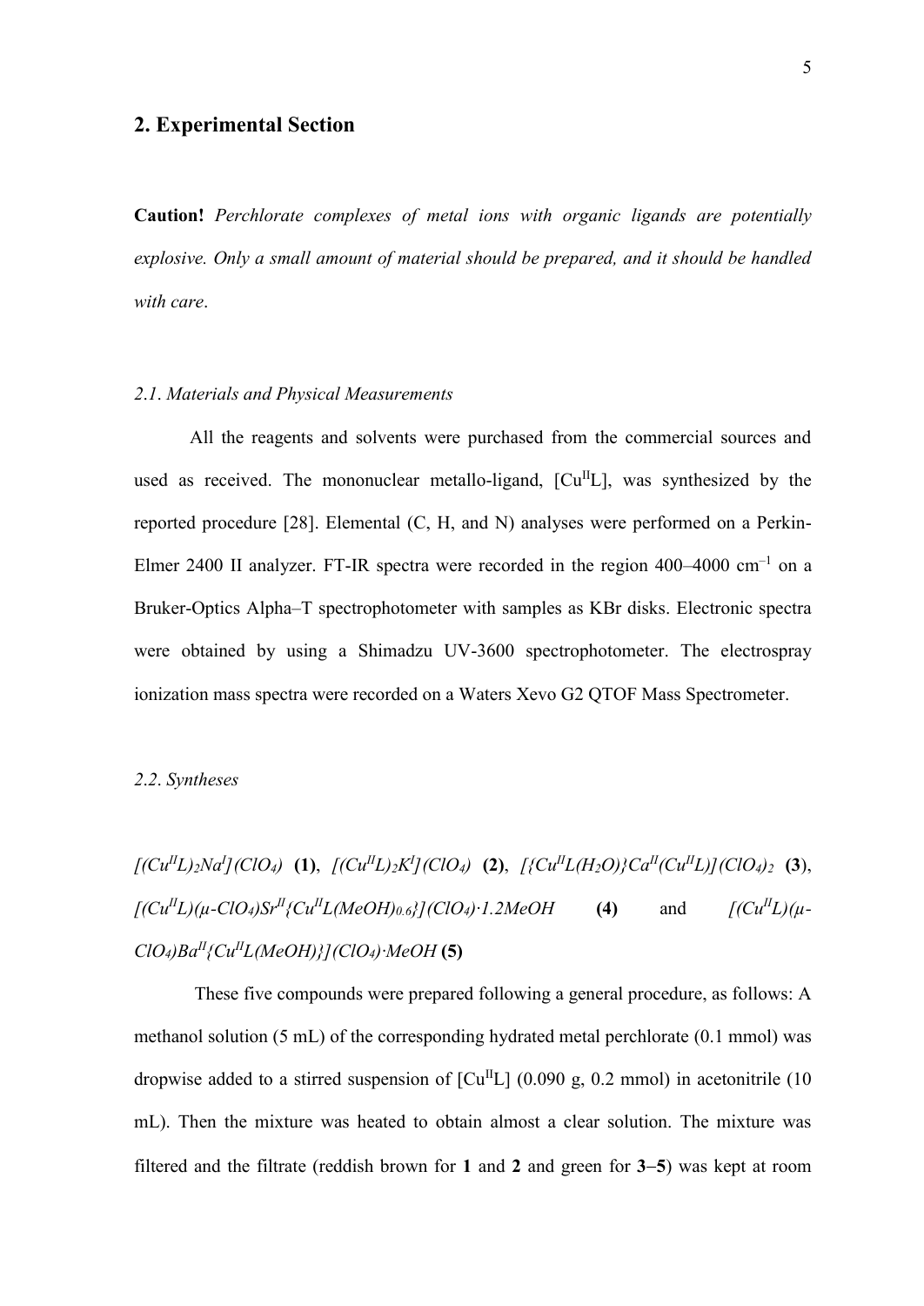## 2. Experimental Section

**Caution!** *Perchlorate complexes of metal ions with organic ligands are potentially explosive. Only a small amount of material should be prepared, and it should be handled with care*.

### *2.1. Materials and Physical Measurements*

All the reagents and solvents were purchased from the commercial sources and used as received. The mononuclear metallo-ligand, $[Cu^{II}L]$, was synthesized by the reported procedure [28]. Elemental (C, H, and N) analyses were performed on a Perkin-Elmer 2400 II analyzer. FT-IR spectra were recorded in the region 400–4000 $cm^{-1}$ on a Bruker-Optics Alpha–T spectrophotometer with samples as KBr disks. Electronic spectra were obtained by using a Shimadzu UV-3600 spectrophotometer. The electrospray ionization mass spectra were recorded on a Waters Xevo G2 QTOF Mass Spectrometer.

### *2.2. Syntheses*

$[(Cu^{II}L)_2Na^{I}](ClO_4)$ **(1)**, $[(Cu^{II}L)_2K^{I}](ClO_4)$ **(2)**, $[\{Cu^{II}L(H_2O)\}Ca^{II}(Cu^{II}L)](ClO_4)_2$ **(3)**, $[(Cu^{II}L)(\mu\text{-}ClO_4)Sr^{II}\{Cu^{II}L(MeOH)_{0.6}\}](ClO_4)\cdot 1.2MeOH$ **(4)** and $[(Cu^{II}L)(\mu\text{-}ClO_4)Ba^{II}\{Cu^{II}L(MeOH)\}](ClO_4)\cdot MeOH$ **(5)**

These five compounds were prepared following a general procedure, as follows: A methanol solution (5 mL) of the corresponding hydrated metal perchlorate (0.1 mmol) was dropwise added to a stirred suspension of $[Cu^{II}L]$ (0.090 g, 0.2 mmol) in acetonitrile (10 mL). Then the mixture was heated to obtain almost a clear solution. The mixture was filtered and the filtrate (reddish brown for **1** and **2** and green for **3**–**5**) was kept at room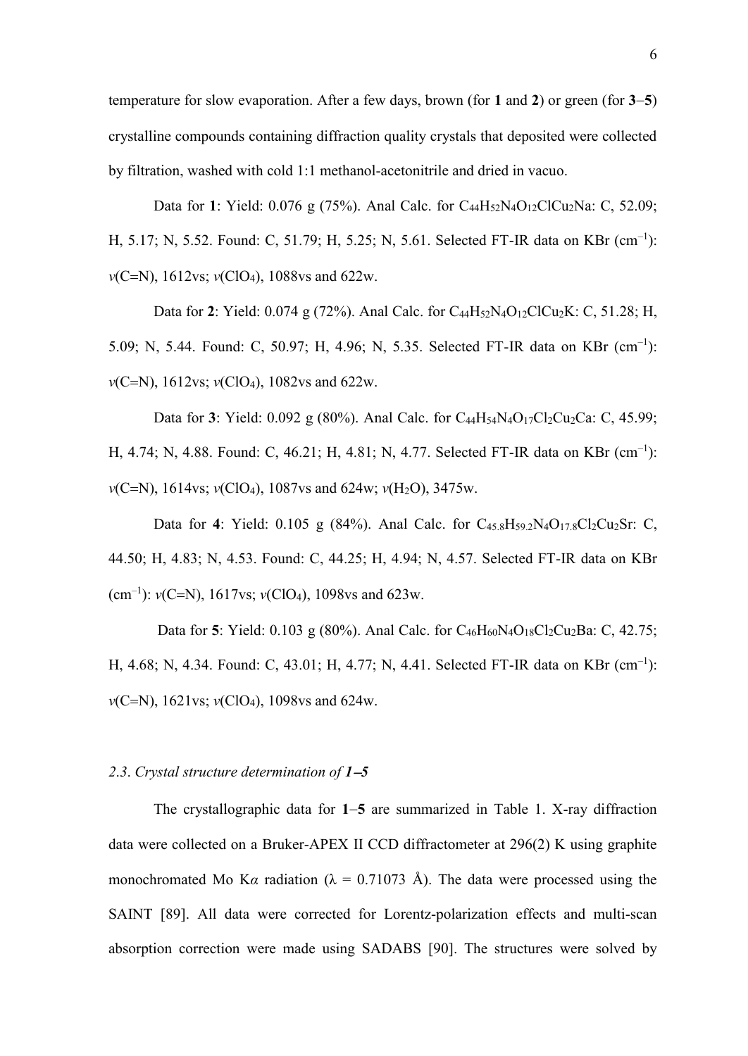temperature for slow evaporation. After a few days, brown (for **1** and **2**) or green (for **3**–**5**) crystalline compounds containing diffraction quality crystals that deposited were collected by filtration, washed with cold 1:1 methanol-acetonitrile and dried in vacuo.

Data for **1**: Yield: 0.076 g (75%). Anal Calc. for $C_{44}H_{52}N_4O_{12}ClCu_2Na$: C, 52.09; H, 5.17; N, 5.52. Found: C, 51.79; H, 5.25; N, 5.61. Selected FT-IR data on KBr ($cm^{-1}$): *v*(C=N), 1612vs; *v*($ClO_4$), 1088vs and 622w.

Data for **2**: Yield: 0.074 g (72%). Anal Calc. for $C_{44}H_{52}N_4O_{12}ClCu_2K$: C, 51.28; H, 5.09; N, 5.44. Found: C, 50.97; H, 4.96; N, 5.35. Selected FT-IR data on KBr ($cm^{-1}$): *v*(C=N), 1612vs; *v*($ClO_4$), 1082vs and 622w.

Data for **3**: Yield: 0.092 g (80%). Anal Calc. for $C_{44}H_{54}N_4O_{17}Cl_2Cu_2Ca$: C, 45.99; H, 4.74; N, 4.88. Found: C, 46.21; H, 4.81; N, 4.77. Selected FT-IR data on KBr ($cm^{-1}$): *v*(C=N), 1614vs; *v*($ClO_4$), 1087vs and 624w; *v*($H_2O$), 3475w.

Data for **4**: Yield: 0.105 g (84%). Anal Calc. for $C_{45.8}H_{59.2}N_4O_{17.8}Cl_2Cu_2Sr$: C, 44.50; H, 4.83; N, 4.53. Found: C, 44.25; H, 4.94; N, 4.57. Selected FT-IR data on KBr ($cm^{-1}$): *v*(C=N), 1617vs; *v*($ClO_4$), 1098vs and 623w.

Data for **5**: Yield: 0.103 g (80%). Anal Calc. for $C_{46}H_{60}N_4O_{18}Cl_2Cu_2Ba$: C, 42.75; H, 4.68; N, 4.34. Found: C, 43.01; H, 4.77; N, 4.41. Selected FT-IR data on KBr ($cm^{-1}$): *v*(C=N), 1621vs; *v*($ClO_4$), 1098vs and 624w.

### *2.3. Crystal structure determination of **1**–**5***

The crystallographic data for **1**–**5** are summarized in Table 1. X-ray diffraction data were collected on a Bruker-APEX II CCD diffractometer at 296(2) K using graphite monochromated Mo K*α* radiation (λ = 0.71073 Å). The data were processed using the SAINT [89]. All data were corrected for Lorentz-polarization effects and multi-scan absorption correction were made using SADABS [90]. The structures were solved by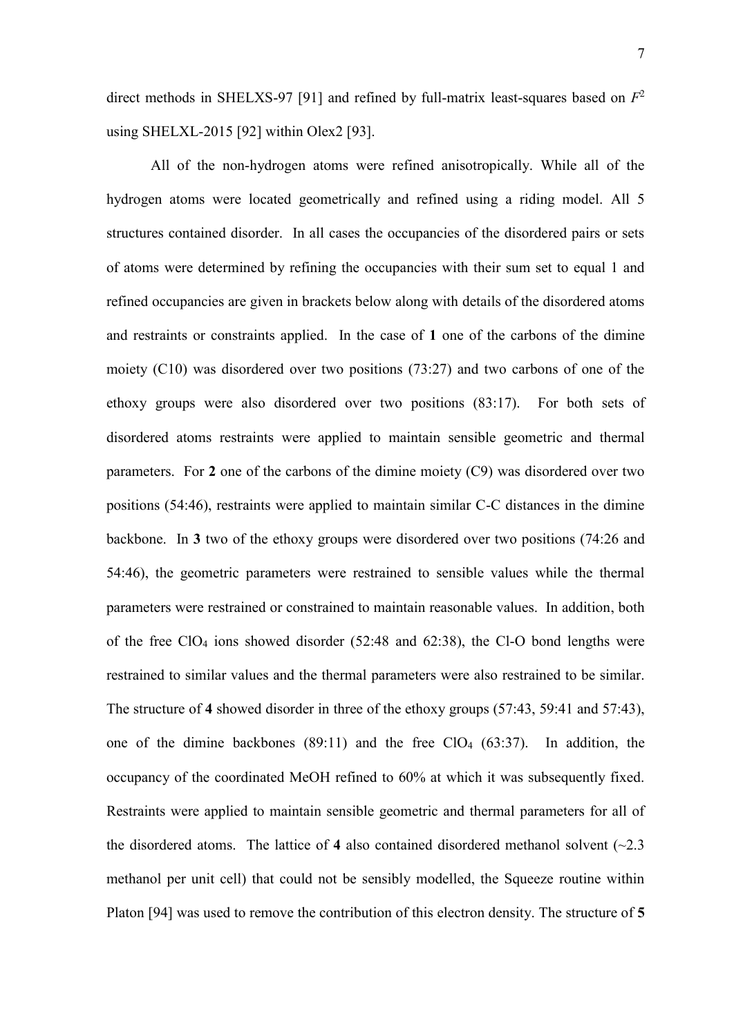direct methods in SHELXS-97 [91] and refined by full-matrix least-squares based on $F^2$ using SHELXL-2015 [92] within Olex2 [93].

All of the non-hydrogen atoms were refined anisotropically. While all of the hydrogen atoms were located geometrically and refined using a riding model. All 5 structures contained disorder. In all cases the occupancies of the disordered pairs or sets of atoms were determined by refining the occupancies with their sum set to equal 1 and refined occupancies are given in brackets below along with details of the disordered atoms and restraints or constraints applied. In the case of **1** one of the carbons of the dimine moiety (C10) was disordered over two positions (73:27) and two carbons of one of the ethoxy groups were also disordered over two positions (83:17). For both sets of disordered atoms restraints were applied to maintain sensible geometric and thermal parameters. For **2** one of the carbons of the dimine moiety (C9) was disordered over two positions (54:46), restraints were applied to maintain similar C-C distances in the dimine backbone. In **3** two of the ethoxy groups were disordered over two positions (74:26 and 54:46), the geometric parameters were restrained to sensible values while the thermal parameters were restrained or constrained to maintain reasonable values. In addition, both of the free $ClO_4$ ions showed disorder (52:48 and 62:38), the Cl-O bond lengths were restrained to similar values and the thermal parameters were also restrained to be similar. The structure of **4** showed disorder in three of the ethoxy groups (57:43, 59:41 and 57:43), one of the dimine backbones (89:11) and the free $ClO_4$ (63:37). In addition, the occupancy of the coordinated MeOH refined to 60% at which it was subsequently fixed. Restraints were applied to maintain sensible geometric and thermal parameters for all of the disordered atoms. The lattice of **4** also contained disordered methanol solvent (~2.3 methanol per unit cell) that could not be sensibly modelled, the Squeeze routine within Platon [94] was used to remove the contribution of this electron density. The structure of **5**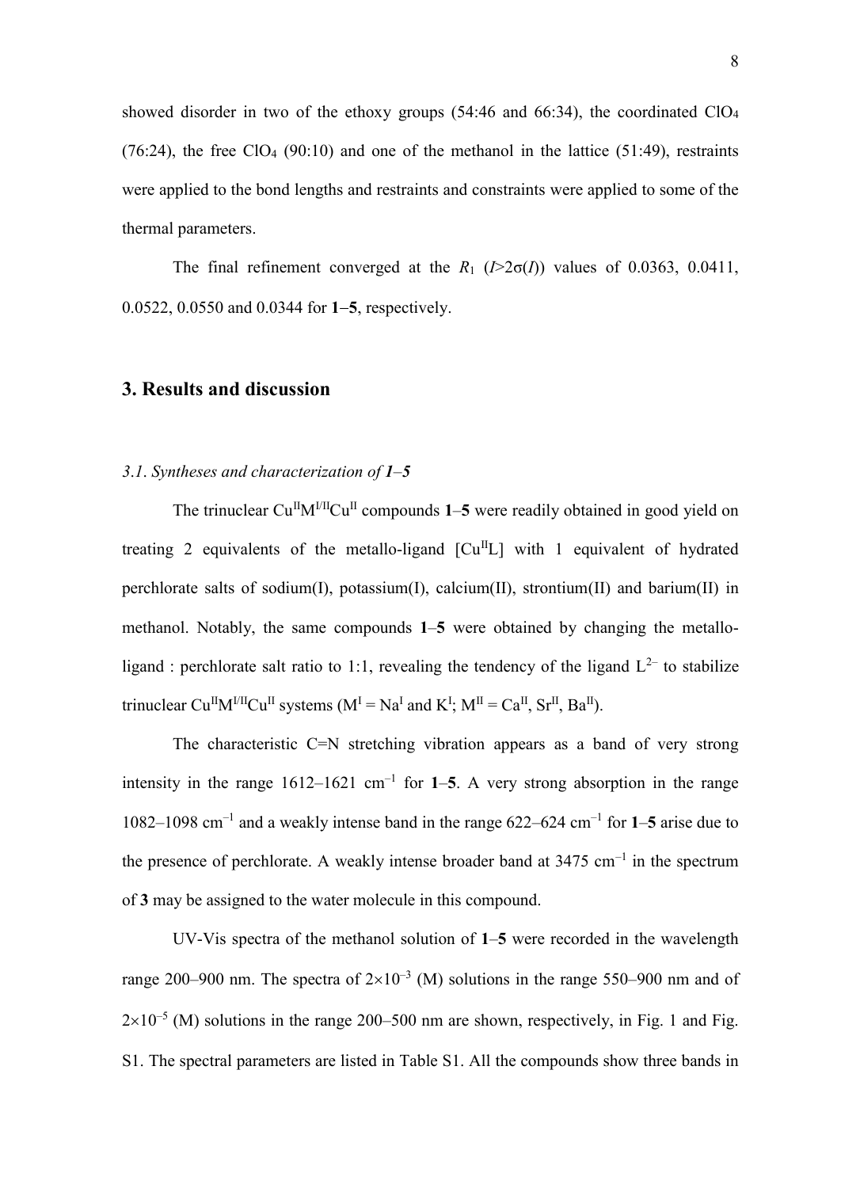showed disorder in two of the ethoxy groups (54:46 and 66:34), the coordinated $ClO_4$ (76:24), the free $ClO_4$ (90:10) and one of the methanol in the lattice (51:49), restraints were applied to the bond lengths and restraints and constraints were applied to some of the thermal parameters.

The final refinement converged at the $R_1$ ($I$>2σ($I$)) values of 0.0363, 0.0411, 0.0522, 0.0550 and 0.0344 for **1**–**5**, respectively.

## 3. Results and discussion

### *3.1. Syntheses and characterization of **1**–**5***

The trinuclear $Cu^{II}M^{I/II}Cu^{II}$ compounds **1**–**5** were readily obtained in good yield on treating 2 equivalents of the metallo-ligand [$Cu^{II}L$] with 1 equivalent of hydrated perchlorate salts of sodium(I), potassium(I), calcium(II), strontium(II) and barium(II) in methanol. Notably, the same compounds **1**–**5** were obtained by changing the metallo-ligand : perchlorate salt ratio to 1:1, revealing the tendency of the ligand $L^{2-}$ to stabilize trinuclear $Cu^{II}M^{I/II}Cu^{II}$ systems ($M^{I}$ = $Na^{I}$ and $K^{I}$; $M^{II}$ = $Ca^{II}$, $Sr^{II}$, $Ba^{II}$).

The characteristic C=N stretching vibration appears as a band of very strong intensity in the range 1612–1621 $cm^{-1}$ for **1**–**5**. A very strong absorption in the range 1082–1098 $cm^{-1}$ and a weakly intense band in the range 622–624 $cm^{-1}$ for **1**–**5** arise due to the presence of perchlorate. A weakly intense broader band at 3475 $cm^{-1}$ in the spectrum of **3** may be assigned to the water molecule in this compound.

UV-Vis spectra of the methanol solution of **1**–**5** were recorded in the wavelength range 200–900 nm. The spectra of $2\times10^{-3}$ (M) solutions in the range 550–900 nm and of $2\times10^{-5}$ (M) solutions in the range 200–500 nm are shown, respectively, in Fig. 1 and Fig. S1. The spectral parameters are listed in Table S1. All the compounds show three bands in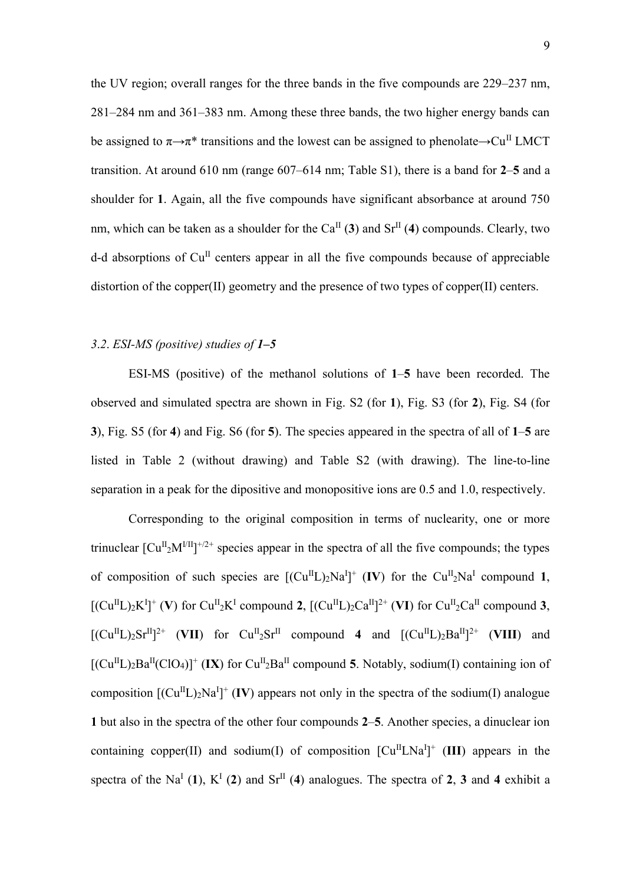the UV region; overall ranges for the three bands in the five compounds are 229–237 nm, 281–284 nm and 361–383 nm. Among these three bands, the two higher energy bands can be assigned to π→π* transitions and the lowest can be assigned to phenolate→$Cu^{II}$ LMCT transition. At around 610 nm (range 607–614 nm; Table S1), there is a band for **2**–**5** and a shoulder for **1**. Again, all the five compounds have significant absorbance at around 750 nm, which can be taken as a shoulder for the $Ca^{II}$ (**3**) and $Sr^{II}$ (**4**) compounds. Clearly, two d-d absorptions of $Cu^{II}$ centers appear in all the five compounds because of appreciable distortion of the copper(II) geometry and the presence of two types of copper(II) centers.

### *3.2. ESI-MS (positive) studies of **1–5***

ESI-MS (positive) of the methanol solutions of **1**–**5** have been recorded. The observed and simulated spectra are shown in Fig. S2 (for **1**), Fig. S3 (for **2**), Fig. S4 (for **3**), Fig. S5 (for **4**) and Fig. S6 (for **5**). The species appeared in the spectra of all of **1**–**5** are listed in Table 2 (without drawing) and Table S2 (with drawing). The line-to-line separation in a peak for the dipositive and monopositive ions are 0.5 and 1.0, respectively.

Corresponding to the original composition in terms of nuclearity, one or more trinuclear $[Cu^{II}_2M^{I/II}]^{+/2+}$ species appear in the spectra of all the five compounds; the types of composition of such species are $[(Cu^{II}L)_2Na^{I}]^{+}$ (**IV**) for the $Cu^{II}_2Na^{I}$ compound **1**, $[(Cu^{II}L)_2K^{I}]^{+}$ (**V**) for $Cu^{II}_2K^{I}$ compound **2**, $[(Cu^{II}L)_2Ca^{II}]^{2+}$ (**VI**) for $Cu^{II}_2Ca^{II}$ compound **3**, $[(Cu^{II}L)_2Sr^{II}]^{2+}$ (**VII**) for $Cu^{II}_2Sr^{II}$ compound **4** and $[(Cu^{II}L)_2Ba^{II}]^{2+}$ (**VIII**) and $[(Cu^{II}L)_2Ba^{II}(ClO_4)]^{+}$ (**IX**) for $Cu^{II}_2Ba^{II}$ compound **5**. Notably, sodium(I) containing ion of composition $[(Cu^{II}L)_2Na^{I}]^{+}$ (**IV**) appears not only in the spectra of the sodium(I) analogue **1** but also in the spectra of the other four compounds **2**–**5**. Another species, a dinuclear ion containing copper(II) and sodium(I) of composition $[Cu^{II}LNa^{I}]^{+}$ (**III**) appears in the spectra of the $Na^{I}$ (**1**), $K^{I}$ (**2**) and $Sr^{II}$ (**4**) analogues. The spectra of **2**, **3** and **4** exhibit a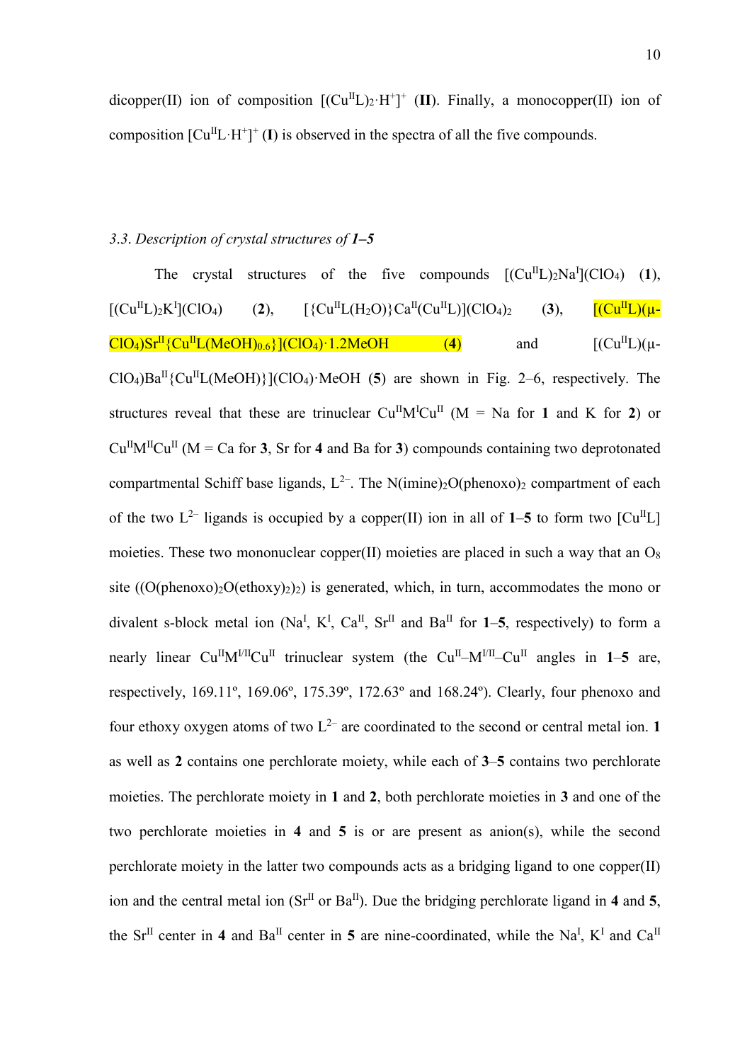dicopper(II) ion of composition $[(Cu^{II}L)_2 \cdot H^+]^+$ (**II**). Finally, a monocopper(II) ion of composition $[Cu^{II}L \cdot H^+]^+$ (**I**) is observed in the spectra of all the five compounds.

### *3.3. Description of crystal structures of 1–5*

The crystal structures of the five compounds $[(Cu^{II}L)_2Na^I](ClO_4)$ (**1**), $[(Cu^{II}L)_2K^I](ClO_4)$ (**2**), $[\{Cu^{II}L(H_2O)\}Ca^{II}(Cu^{II}L)](ClO_4)_2$ (**3**), $[(Cu^{II}L)(\mu\text{-}ClO_4)Sr^{II}\{Cu^{II}L(MeOH)_{0.6}\}](ClO_4) \cdot 1.2MeOH$ (**4**) and $[(Cu^{II}L)(\mu\text{-}ClO_4)Ba^{II}\{Cu^{II}L(MeOH)\}](ClO_4) \cdot MeOH$ (**5**) are shown in Fig. 2–6, respectively. The structures reveal that these are trinuclear $Cu^{II}M^ICu^{II}$ (M = Na for **1** and K for **2**) or $Cu^{II}M^{II}Cu^{II}$ (M = Ca for **3**, Sr for **4** and Ba for **3**) compounds containing two deprotonated compartmental Schiff base ligands, $L^{2-}$. The $N(imine)_2O(phenoxo)_2$ compartment of each of the two $L^{2-}$ ligands is occupied by a copper(II) ion in all of **1**–**5** to form two $[Cu^{II}L]$ moieties. These two mononuclear copper(II) moieties are placed in such a way that an $O_8$ site ($(O(phenoxo)_2O(ethoxy)_2)_2$) is generated, which, in turn, accommodates the mono or divalent s-block metal ion ($Na^I$, $K^I$, $Ca^{II}$, $Sr^{II}$ and $Ba^{II}$ for **1**–**5**, respectively) to form a nearly linear $Cu^{II}M^{I/II}Cu^{II}$ trinuclear system (the $Cu^{II}$–$M^{I/II}$–$Cu^{II}$ angles in **1**–**5** are, respectively, 169.11º, 169.06º, 175.39º, 172.63º and 168.24º). Clearly, four phenoxo and four ethoxy oxygen atoms of two $L^{2-}$ are coordinated to the second or central metal ion. **1** as well as **2** contains one perchlorate moiety, while each of **3**–**5** contains two perchlorate moieties. The perchlorate moiety in **1** and **2**, both perchlorate moieties in **3** and one of the two perchlorate moieties in **4** and **5** is or are present as anion(s), while the second perchlorate moiety in the latter two compounds acts as a bridging ligand to one copper(II) ion and the central metal ion ($Sr^{II}$ or $Ba^{II}$). Due the bridging perchlorate ligand in **4** and **5**, the $Sr^{II}$ center in **4** and $Ba^{II}$ center in **5** are nine-coordinated, while the $Na^I$, $K^I$ and $Ca^{II}$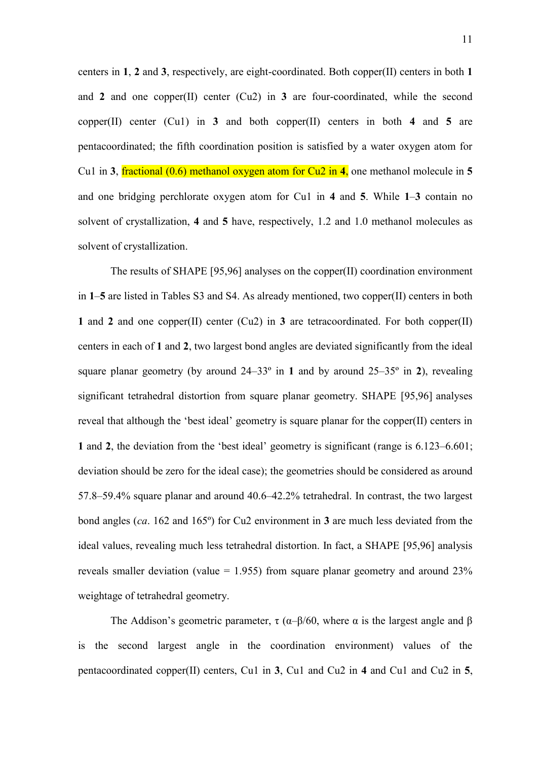centers in **1**, **2** and **3**, respectively, are eight-coordinated. Both copper(II) centers in both **1** and **2** and one copper(II) center (Cu2) in **3** are four-coordinated, while the second copper(II) center (Cu1) in **3** and both copper(II) centers in both **4** and **5** are pentacoordinated; the fifth coordination position is satisfied by a water oxygen atom for Cu1 in **3**, fractional (0.6) methanol oxygen atom for Cu2 in **4**, one methanol molecule in **5** and one bridging perchlorate oxygen atom for Cu1 in **4** and **5**. While **1**–**3** contain no solvent of crystallization, **4** and **5** have, respectively, 1.2 and 1.0 methanol molecules as solvent of crystallization.

The results of SHAPE [95,96] analyses on the copper(II) coordination environment in **1**–**5** are listed in Tables S3 and S4. As already mentioned, two copper(II) centers in both **1** and **2** and one copper(II) center (Cu2) in **3** are tetracoordinated. For both copper(II) centers in each of **1** and **2**, two largest bond angles are deviated significantly from the ideal square planar geometry (by around 24–33º in **1** and by around 25–35º in **2**), revealing significant tetrahedral distortion from square planar geometry. SHAPE [95,96] analyses reveal that although the 'best ideal' geometry is square planar for the copper(II) centers in **1** and **2**, the deviation from the 'best ideal' geometry is significant (range is 6.123–6.601; deviation should be zero for the ideal case); the geometries should be considered as around 57.8–59.4% square planar and around 40.6–42.2% tetrahedral. In contrast, the two largest bond angles (*ca*. 162 and 165º) for Cu2 environment in **3** are much less deviated from the ideal values, revealing much less tetrahedral distortion. In fact, a SHAPE [95,96] analysis reveals smaller deviation (value = 1.955) from square planar geometry and around 23% weightage of tetrahedral geometry.

The Addison's geometric parameter, $\tau$ ($\alpha$–$\beta$/60, where $\alpha$ is the largest angle and $\beta$ is the second largest angle in the coordination environment) values of the pentacoordinated copper(II) centers, Cu1 in **3**, Cu1 and Cu2 in **4** and Cu1 and Cu2 in **5**,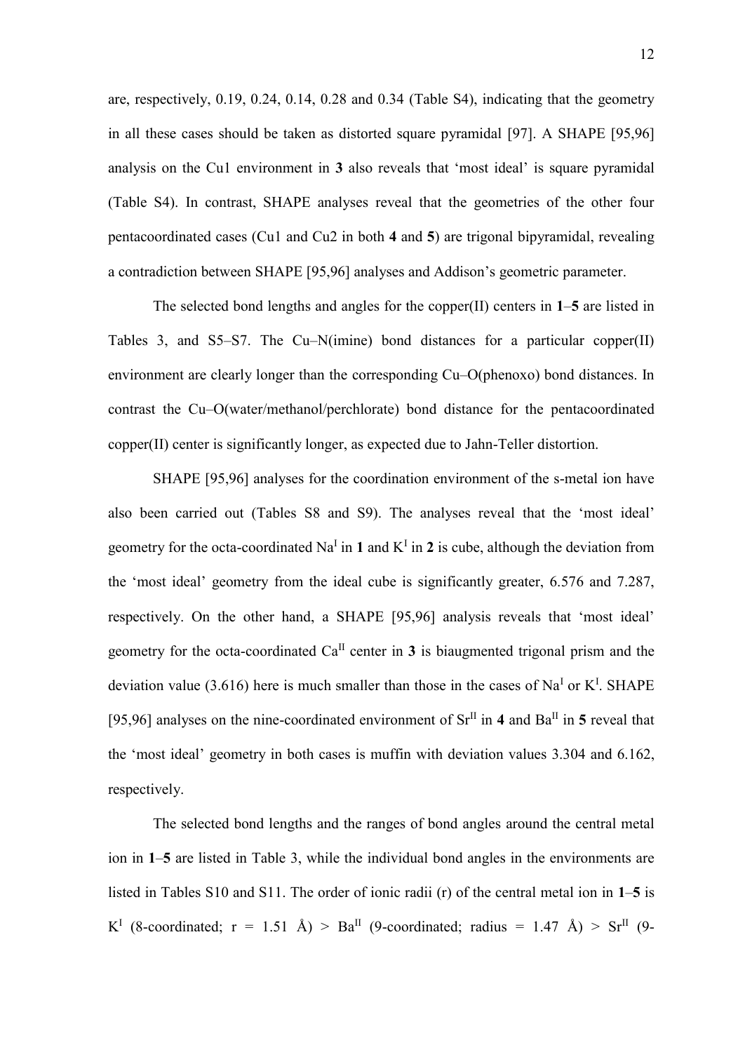are, respectively, 0.19, 0.24, 0.14, 0.28 and 0.34 (Table S4), indicating that the geometry in all these cases should be taken as distorted square pyramidal [97]. A SHAPE [95,96] analysis on the Cu1 environment in **3** also reveals that 'most ideal' is square pyramidal (Table S4). In contrast, SHAPE analyses reveal that the geometries of the other four pentacoordinated cases (Cu1 and Cu2 in both **4** and **5**) are trigonal bipyramidal, revealing a contradiction between SHAPE [95,96] analyses and Addison's geometric parameter.

The selected bond lengths and angles for the copper(II) centers in **1**–**5** are listed in Tables 3, and S5–S7. The Cu–N(imine) bond distances for a particular copper(II) environment are clearly longer than the corresponding Cu–O(phenoxo) bond distances. In contrast the Cu–O(water/methanol/perchlorate) bond distance for the pentacoordinated copper(II) center is significantly longer, as expected due to Jahn-Teller distortion.

SHAPE [95,96] analyses for the coordination environment of the s-metal ion have also been carried out (Tables S8 and S9). The analyses reveal that the 'most ideal' geometry for the octa-coordinated $Na^{I}$ in **1** and $K^{I}$ in **2** is cube, although the deviation from the 'most ideal' geometry from the ideal cube is significantly greater, 6.576 and 7.287, respectively. On the other hand, a SHAPE [95,96] analysis reveals that 'most ideal' geometry for the octa-coordinated $Ca^{II}$ center in **3** is biaugmented trigonal prism and the deviation value (3.616) here is much smaller than those in the cases of $Na^{I}$ or $K^{I}$. SHAPE [95,96] analyses on the nine-coordinated environment of $Sr^{II}$ in **4** and $Ba^{II}$ in **5** reveal that the 'most ideal' geometry in both cases is muffin with deviation values 3.304 and 6.162, respectively.

The selected bond lengths and the ranges of bond angles around the central metal ion in **1**–**5** are listed in Table 3, while the individual bond angles in the environments are listed in Tables S10 and S11. The order of ionic radii (r) of the central metal ion in **1**–**5** is $K^{I}$ (8-coordinated; r = 1.51 Å) > $Ba^{II}$ (9-coordinated; radius = 1.47 Å) > $Sr^{II}$ (9-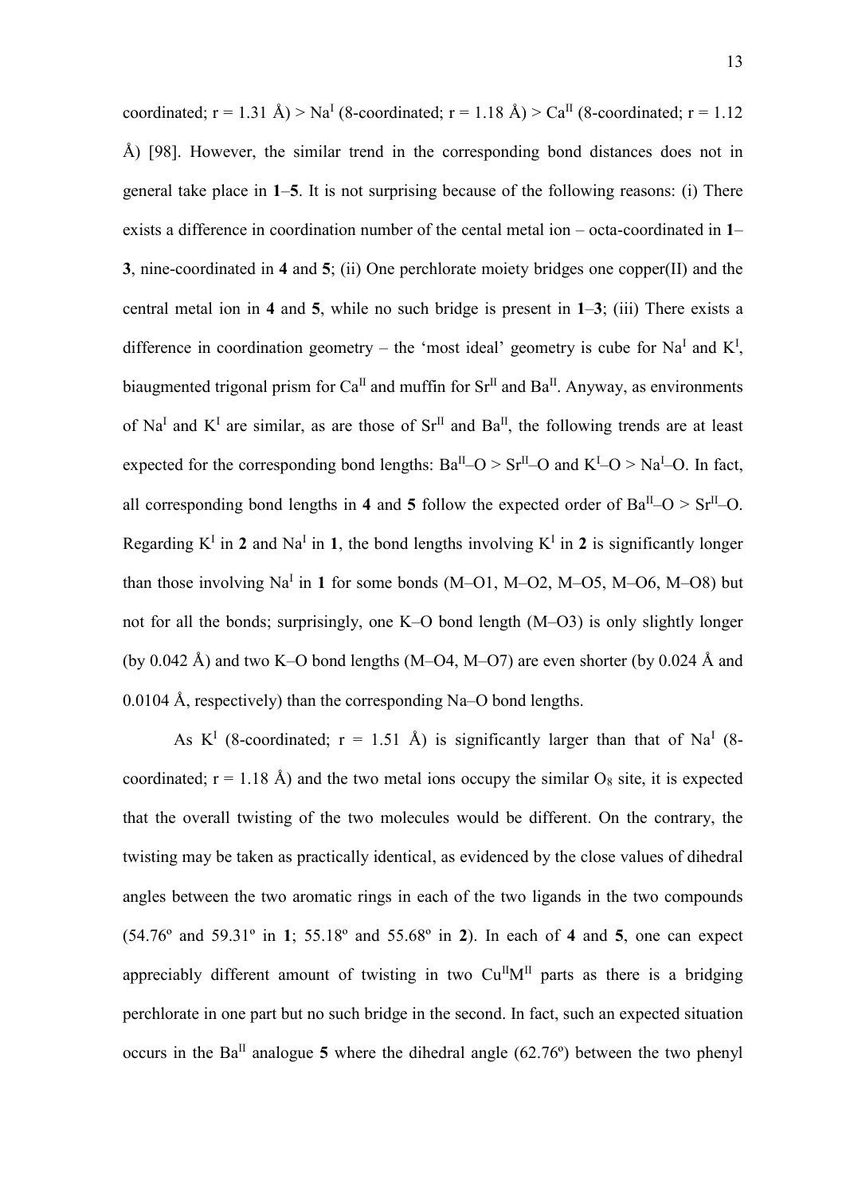coordinated; r = 1.31 Å) > $Na^I$ (8-coordinated; r = 1.18 Å) > $Ca^{II}$ (8-coordinated; r = 1.12 Å) [98]. However, the similar trend in the corresponding bond distances does not in general take place in **1**–**5**. It is not surprising because of the following reasons: (i) There exists a difference in coordination number of the cental metal ion – octa-coordinated in **1**–**3**, nine-coordinated in **4** and **5**; (ii) One perchlorate moiety bridges one copper(II) and the central metal ion in **4** and **5**, while no such bridge is present in **1**–**3**; (iii) There exists a difference in coordination geometry – the 'most ideal' geometry is cube for $Na^I$ and $K^I$, biaugmented trigonal prism for $Ca^{II}$ and muffin for $Sr^{II}$ and $Ba^{II}$. Anyway, as environments of $Na^I$ and $K^I$ are similar, as are those of $Sr^{II}$ and $Ba^{II}$, the following trends are at least expected for the corresponding bond lengths: $Ba^{II}$–O > $Sr^{II}$–O and $K^I$–O > $Na^I$–O. In fact, all corresponding bond lengths in **4** and **5** follow the expected order of $Ba^{II}$–O > $Sr^{II}$–O. Regarding $K^I$ in **2** and $Na^I$ in **1**, the bond lengths involving $K^I$ in **2** is significantly longer than those involving $Na^I$ in **1** for some bonds (M–O1, M–O2, M–O5, M–O6, M–O8) but not for all the bonds; surprisingly, one K–O bond length (M–O3) is only slightly longer (by 0.042 Å) and two K–O bond lengths (M–O4, M–O7) are even shorter (by 0.024 Å and 0.0104 Å, respectively) than the corresponding Na–O bond lengths.

As $K^I$ (8-coordinated; r = 1.51 Å) is significantly larger than that of $Na^I$ (8-coordinated; r = 1.18 Å) and the two metal ions occupy the similar $O_8$ site, it is expected that the overall twisting of the two molecules would be different. On the contrary, the twisting may be taken as practically identical, as evidenced by the close values of dihedral angles between the two aromatic rings in each of the two ligands in the two compounds (54.76º and 59.31º in **1**; 55.18º and 55.68º in **2**). In each of **4** and **5**, one can expect appreciably different amount of twisting in two $Cu^{II}M^{II}$ parts as there is a bridging perchlorate in one part but no such bridge in the second. In fact, such an expected situation occurs in the $Ba^{II}$ analogue **5** where the dihedral angle (62.76º) between the two phenyl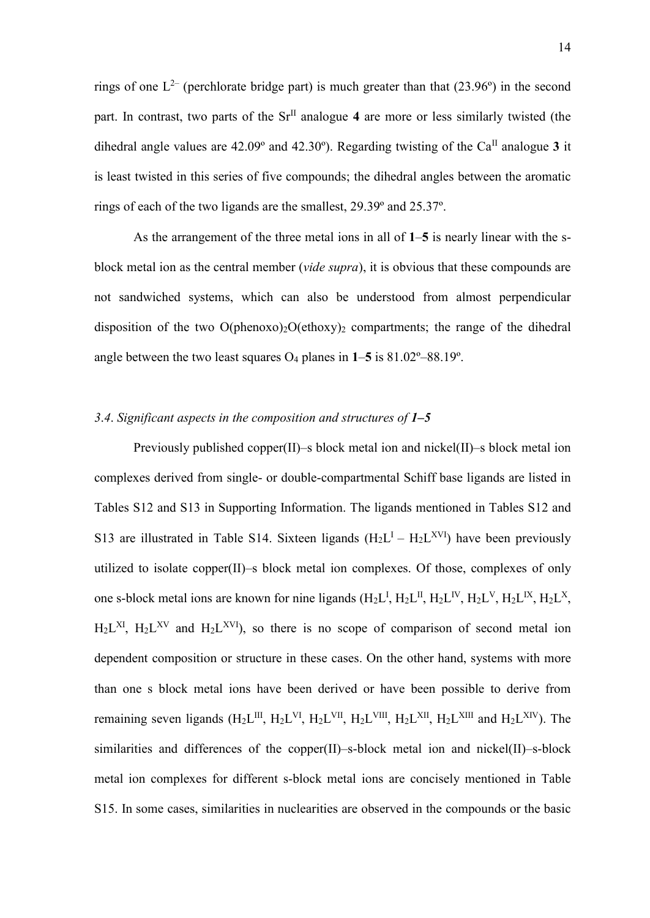rings of one $L^{2-}$ (perchlorate bridge part) is much greater than that (23.96º) in the second part. In contrast, two parts of the $Sr^{II}$ analogue **4** are more or less similarly twisted (the dihedral angle values are 42.09º and 42.30º). Regarding twisting of the $Ca^{II}$ analogue **3** it is least twisted in this series of five compounds; the dihedral angles between the aromatic rings of each of the two ligands are the smallest, 29.39º and 25.37º.

As the arrangement of the three metal ions in all of **1**–**5** is nearly linear with the s-block metal ion as the central member (*vide supra*), it is obvious that these compounds are not sandwiched systems, which can also be understood from almost perpendicular disposition of the two $O(phenoxo)_2O(ethoxy)_2$ compartments; the range of the dihedral angle between the two least squares $O_4$ planes in **1**–**5** is 81.02º–88.19º.

### *3.4. Significant aspects in the composition and structures of **1–5***

Previously published copper(II)–s block metal ion and nickel(II)–s block metal ion complexes derived from single- or double-compartmental Schiff base ligands are listed in Tables S12 and S13 in Supporting Information. The ligands mentioned in Tables S12 and S13 are illustrated in Table S14. Sixteen ligands ($H_2L^{I}$ – $H_2L^{XVI}$) have been previously utilized to isolate copper(II)–s block metal ion complexes. Of those, complexes of only one s-block metal ions are known for nine ligands ($H_2L^{I}$, $H_2L^{II}$, $H_2L^{IV}$, $H_2L^{V}$, $H_2L^{IX}$, $H_2L^{X}$, $H_2L^{XI}$, $H_2L^{XV}$ and $H_2L^{XVI}$), so there is no scope of comparison of second metal ion dependent composition or structure in these cases. On the other hand, systems with more than one s block metal ions have been derived or have been possible to derive from remaining seven ligands ($H_2L^{III}$, $H_2L^{VI}$, $H_2L^{VII}$, $H_2L^{VIII}$, $H_2L^{XII}$, $H_2L^{XIII}$ and $H_2L^{XIV}$). The similarities and differences of the copper(II)–s-block metal ion and nickel(II)–s-block metal ion complexes for different s-block metal ions are concisely mentioned in Table S15. In some cases, similarities in nuclearities are observed in the compounds or the basic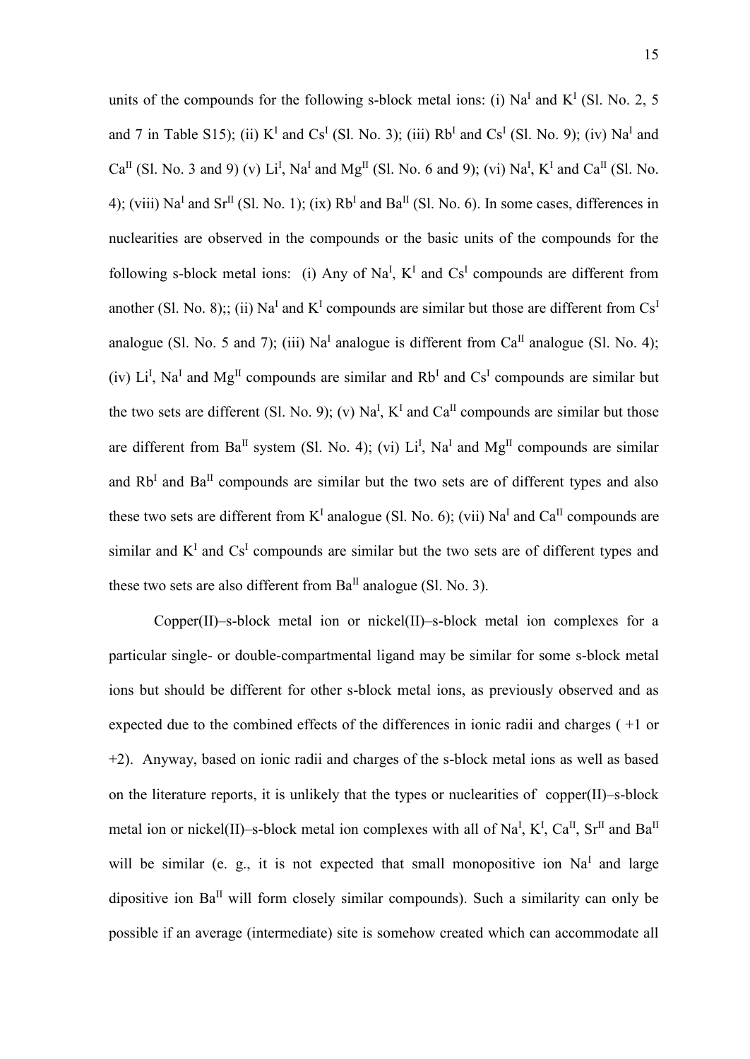units of the compounds for the following s-block metal ions: (i) $Na^{I}$ and $K^{I}$ (Sl. No. 2, 5 and 7 in Table S15); (ii) $K^{I}$ and $Cs^{I}$ (Sl. No. 3); (iii) $Rb^{I}$ and $Cs^{I}$ (Sl. No. 9); (iv) $Na^{I}$ and $Ca^{II}$ (Sl. No. 3 and 9) (v) $Li^{I}$, $Na^{I}$ and $Mg^{II}$ (Sl. No. 6 and 9); (vi) $Na^{I}$, $K^{I}$ and $Ca^{II}$ (Sl. No. 4); (viii) $Na^{I}$ and $Sr^{II}$ (Sl. No. 1); (ix) $Rb^{I}$ and $Ba^{II}$ (Sl. No. 6). In some cases, differences in nuclearities are observed in the compounds or the basic units of the compounds for the following s-block metal ions: (i) Any of $Na^{I}$, $K^{I}$ and $Cs^{I}$ compounds are different from another (Sl. No. 8);; (ii) $Na^{I}$ and $K^{I}$ compounds are similar but those are different from $Cs^{I}$ analogue (Sl. No. 5 and 7); (iii) $Na^{I}$ analogue is different from $Ca^{II}$ analogue (Sl. No. 4); (iv) $Li^{I}$, $Na^{I}$ and $Mg^{II}$ compounds are similar and $Rb^{I}$ and $Cs^{I}$ compounds are similar but the two sets are different (Sl. No. 9); (v) $Na^{I}$, $K^{I}$ and $Ca^{II}$ compounds are similar but those are different from $Ba^{II}$ system (Sl. No. 4); (vi) $Li^{I}$, $Na^{I}$ and $Mg^{II}$ compounds are similar and $Rb^{I}$ and $Ba^{II}$ compounds are similar but the two sets are of different types and also these two sets are different from $K^{I}$ analogue (Sl. No. 6); (vii) $Na^{I}$ and $Ca^{II}$ compounds are similar and $K^{I}$ and $Cs^{I}$ compounds are similar but the two sets are of different types and these two sets are also different from $Ba^{II}$ analogue (Sl. No. 3).

Copper(II)–s-block metal ion or nickel(II)–s-block metal ion complexes for a particular single- or double-compartmental ligand may be similar for some s-block metal ions but should be different for other s-block metal ions, as previously observed and as expected due to the combined effects of the differences in ionic radii and charges ( +1 or +2). Anyway, based on ionic radii and charges of the s-block metal ions as well as based on the literature reports, it is unlikely that the types or nuclearities of copper(II)–s-block metal ion or nickel(II)–s-block metal ion complexes with all of $Na^{I}$, $K^{I}$, $Ca^{II}$, $Sr^{II}$ and $Ba^{II}$ will be similar (e. g., it is not expected that small monopositive ion $Na^{I}$ and large dipositive ion $Ba^{II}$ will form closely similar compounds). Such a similarity can only be possible if an average (intermediate) site is somehow created which can accommodate all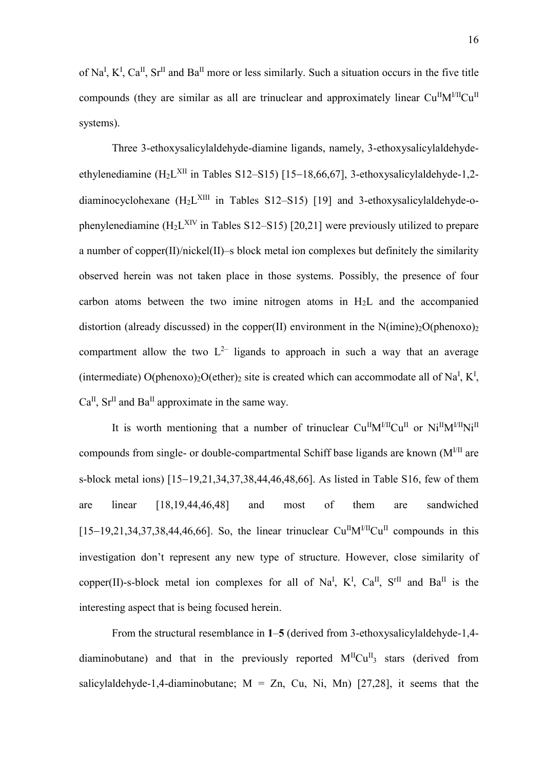of $Na^{I}$, $K^{I}$, $Ca^{II}$, $Sr^{II}$ and $Ba^{II}$ more or less similarly. Such a situation occurs in the five title compounds (they are similar as all are trinuclear and approximately linear $Cu^{II}M^{I/II}Cu^{II}$ systems).

Three 3-ethoxysalicylaldehyde-diamine ligands, namely, 3-ethoxysalicylaldehyde-ethylenediamine ($H_2L^{XII}$ in Tables S12–S15) [15−18,66,67], 3-ethoxysalicylaldehyde-1,2-diaminocyclohexane ($H_2L^{XIII}$ in Tables S12–S15) [19] and 3-ethoxysalicylaldehyde-o-phenylenediamine ($H_2L^{XIV}$ in Tables S12–S15) [20,21] were previously utilized to prepare a number of copper(II)/nickel(II)–s block metal ion complexes but definitely the similarity observed herein was not taken place in those systems. Possibly, the presence of four carbon atoms between the two imine nitrogen atoms in $H_2L$ and the accompanied distortion (already discussed) in the copper(II) environment in the $N(imine)_2O(phenoxo)_2$ compartment allow the two $L^{2-}$ ligands to approach in such a way that an average (intermediate) $O(phenoxo)_2O(ether)_2$ site is created which can accommodate all of $Na^{I}$, $K^{I}$, $Ca^{II}$, $Sr^{II}$ and $Ba^{II}$ approximate in the same way.

It is worth mentioning that a number of trinuclear $Cu^{II}M^{I/II}Cu^{II}$ or $Ni^{II}M^{I/II}Ni^{II}$ compounds from single- or double-compartmental Schiff base ligands are known ($M^{I/II}$ are s-block metal ions) [15−19,21,34,37,38,44,46,48,66]. As listed in Table S16, few of them are linear [18,19,44,46,48] and most of them are sandwiched [15−19,21,34,37,38,44,46,66]. So, the linear trinuclear $Cu^{II}M^{I/II}Cu^{II}$ compounds in this investigation don't represent any new type of structure. However, close similarity of copper(II)-s-block metal ion complexes for all of $Na^{I}$, $K^{I}$, $Ca^{II}$, $S^{rII}$ and $Ba^{II}$ is the interesting aspect that is being focused herein.

From the structural resemblance in **1**–**5** (derived from 3-ethoxysalicylaldehyde-1,4-diaminobutane) and that in the previously reported $M^{II}Cu^{II}_3$ stars (derived from salicylaldehyde-1,4-diaminobutane; M = Zn, Cu, Ni, Mn) [27,28], it seems that the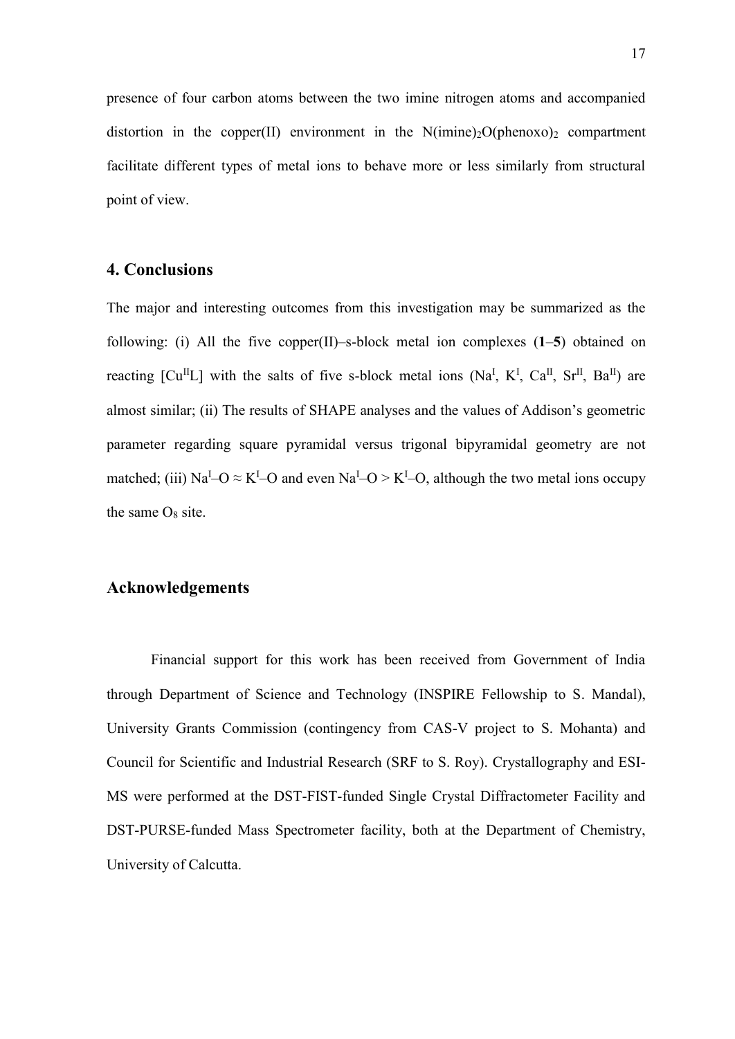presence of four carbon atoms between the two imine nitrogen atoms and accompanied distortion in the copper(II) environment in the N(imine)$_2$O(phenoxo)$_2$ compartment facilitate different types of metal ions to behave more or less similarly from structural point of view.

## 4. Conclusions

The major and interesting outcomes from this investigation may be summarized as the following: (i) All the five copper(II)–s-block metal ion complexes (**1**–**5**) obtained on reacting [Cu$^{II}$L] with the salts of five s-block metal ions (Na$^{I}$, K$^{I}$, Ca$^{II}$, Sr$^{II}$, Ba$^{II}$) are almost similar; (ii) The results of SHAPE analyses and the values of Addison's geometric parameter regarding square pyramidal versus trigonal bipyramidal geometry are not matched; (iii) Na$^{I}$–O ≈ K$^{I}$–O and even Na$^{I}$–O > K$^{I}$–O, although the two metal ions occupy the same O$_8$ site.

## Acknowledgements

Financial support for this work has been received from Government of India through Department of Science and Technology (INSPIRE Fellowship to S. Mandal), University Grants Commission (contingency from CAS-V project to S. Mohanta) and Council for Scientific and Industrial Research (SRF to S. Roy). Crystallography and ESI-MS were performed at the DST-FIST-funded Single Crystal Diffractometer Facility and DST-PURSE-funded Mass Spectrometer facility, both at the Department of Chemistry, University of Calcutta.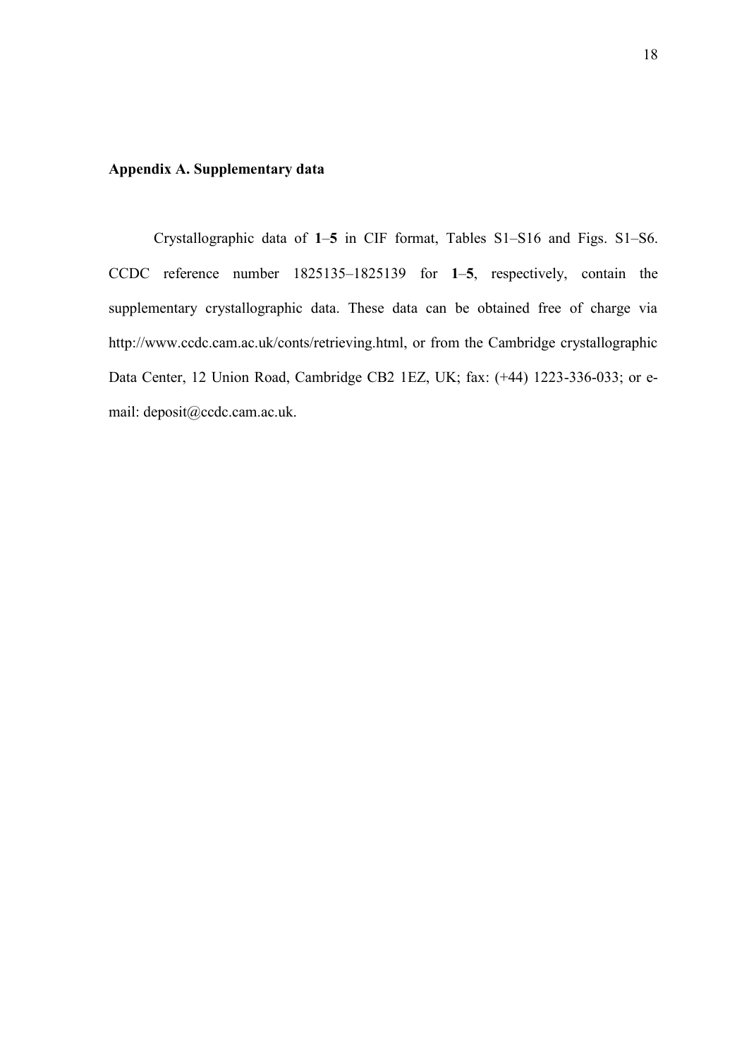## Appendix A. Supplementary data

Crystallographic data of **1**–**5** in CIF format, Tables S1–S16 and Figs. S1–S6. CCDC reference number 1825135–1825139 for **1**–**5**, respectively, contain the supplementary crystallographic data. These data can be obtained free of charge via http://www.ccdc.cam.ac.uk/conts/retrieving.html, or from the Cambridge crystallographic Data Center, 12 Union Road, Cambridge CB2 1EZ, UK; fax: (+44) 1223-336-033; or e-mail: deposit@ccdc.cam.ac.uk.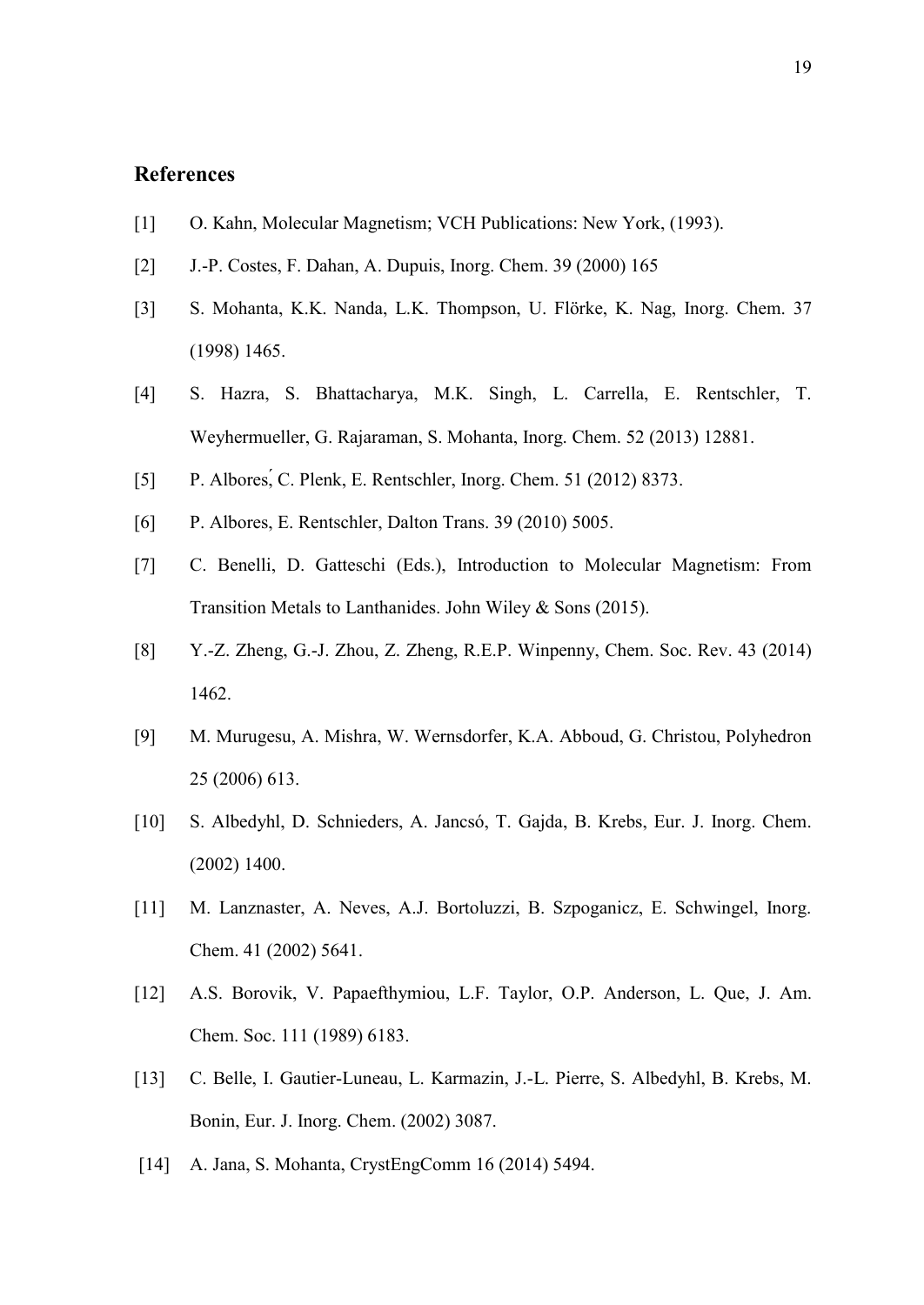## References

[1] O. Kahn, Molecular Magnetism; VCH Publications: New York, (1993).

[2] J.-P. Costes, F. Dahan, A. Dupuis, Inorg. Chem. 39 (2000) 165

[3] S. Mohanta, K.K. Nanda, L.K. Thompson, U. Flörke, K. Nag, Inorg. Chem. 37 (1998) 1465.

[4] S. Hazra, S. Bhattacharya, M.K. Singh, L. Carrella, E. Rentschler, T. Weyhermueller, G. Rajaraman, S. Mohanta, Inorg. Chem. 52 (2013) 12881.

[5] P. Albores, C. Plenk, E. Rentschler, Inorg. Chem. 51 (2012) 8373.

[6] P. Albores, E. Rentschler, Dalton Trans. 39 (2010) 5005.

[7] C. Benelli, D. Gatteschi (Eds.), Introduction to Molecular Magnetism: From Transition Metals to Lanthanides. John Wiley & Sons (2015).

[8] Y.-Z. Zheng, G.-J. Zhou, Z. Zheng, R.E.P. Winpenny, Chem. Soc. Rev. 43 (2014) 1462.

[9] M. Murugesu, A. Mishra, W. Wernsdorfer, K.A. Abboud, G. Christou, Polyhedron 25 (2006) 613.

[10] S. Albedyhl, D. Schnieders, A. Jancsó, T. Gajda, B. Krebs, Eur. J. Inorg. Chem. (2002) 1400.

[11] M. Lanznaster, A. Neves, A.J. Bortoluzzi, B. Szpoganicz, E. Schwingel, Inorg. Chem. 41 (2002) 5641.

[12] A.S. Borovik, V. Papaefthymiou, L.F. Taylor, O.P. Anderson, L. Que, J. Am. Chem. Soc. 111 (1989) 6183.

[13] C. Belle, I. Gautier-Luneau, L. Karmazin, J.-L. Pierre, S. Albedyhl, B. Krebs, M. Bonin, Eur. J. Inorg. Chem. (2002) 3087.

[14] A. Jana, S. Mohanta, CrystEngComm 16 (2014) 5494.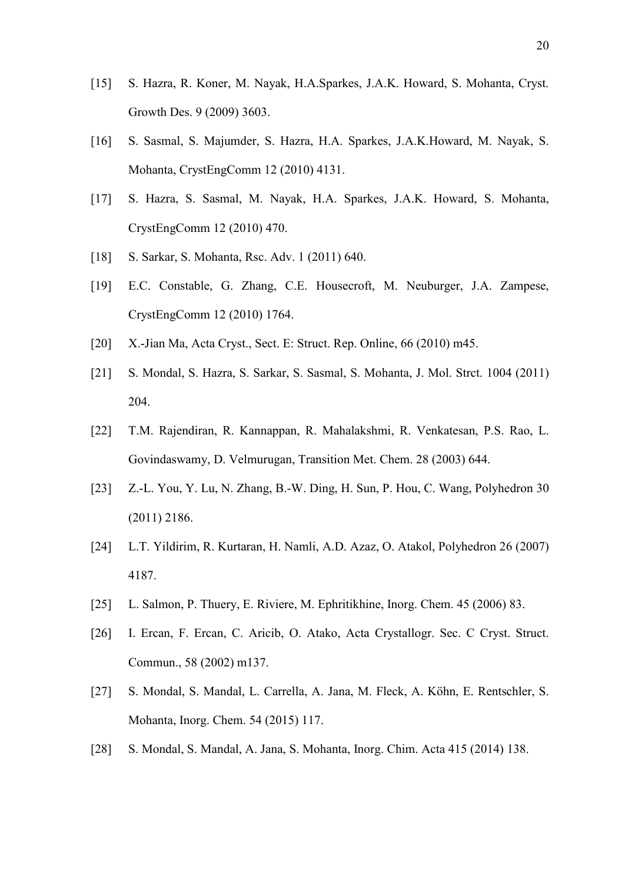[15] S. Hazra, R. Koner, M. Nayak, H.A.Sparkes, J.A.K. Howard, S. Mohanta, Cryst. Growth Des. 9 (2009) 3603.

[16] S. Sasmal, S. Majumder, S. Hazra, H.A. Sparkes, J.A.K.Howard, M. Nayak, S. Mohanta, CrystEngComm 12 (2010) 4131.

[17] S. Hazra, S. Sasmal, M. Nayak, H.A. Sparkes, J.A.K. Howard, S. Mohanta, CrystEngComm 12 (2010) 470.

[18] S. Sarkar, S. Mohanta, Rsc. Adv. 1 (2011) 640.

[19] E.C. Constable, G. Zhang, C.E. Housecroft, M. Neuburger, J.A. Zampese, CrystEngComm 12 (2010) 1764.

[20] X.-Jian Ma, Acta Cryst., Sect. E: Struct. Rep. Online, 66 (2010) m45.

[21] S. Mondal, S. Hazra, S. Sarkar, S. Sasmal, S. Mohanta, J. Mol. Strct. 1004 (2011) 204.

[22] T.M. Rajendiran, R. Kannappan, R. Mahalakshmi, R. Venkatesan, P.S. Rao, L. Govindaswamy, D. Velmurugan, Transition Met. Chem. 28 (2003) 644.

[23] Z.-L. You, Y. Lu, N. Zhang, B.-W. Ding, H. Sun, P. Hou, C. Wang, Polyhedron 30 (2011) 2186.

[24] L.T. Yildirim, R. Kurtaran, H. Namli, A.D. Azaz, O. Atakol, Polyhedron 26 (2007) 4187.

[25] L. Salmon, P. Thuery, E. Riviere, M. Ephritikhine, Inorg. Chem. 45 (2006) 83.

[26] I. Ercan, F. Ercan, C. Aricib, O. Atako, Acta Crystallogr. Sec. C Cryst. Struct. Commun., 58 (2002) m137.

[27] S. Mondal, S. Mandal, L. Carrella, A. Jana, M. Fleck, A. Köhn, E. Rentschler, S. Mohanta, Inorg. Chem. 54 (2015) 117.

[28] S. Mondal, S. Mandal, A. Jana, S. Mohanta, Inorg. Chim. Acta 415 (2014) 138.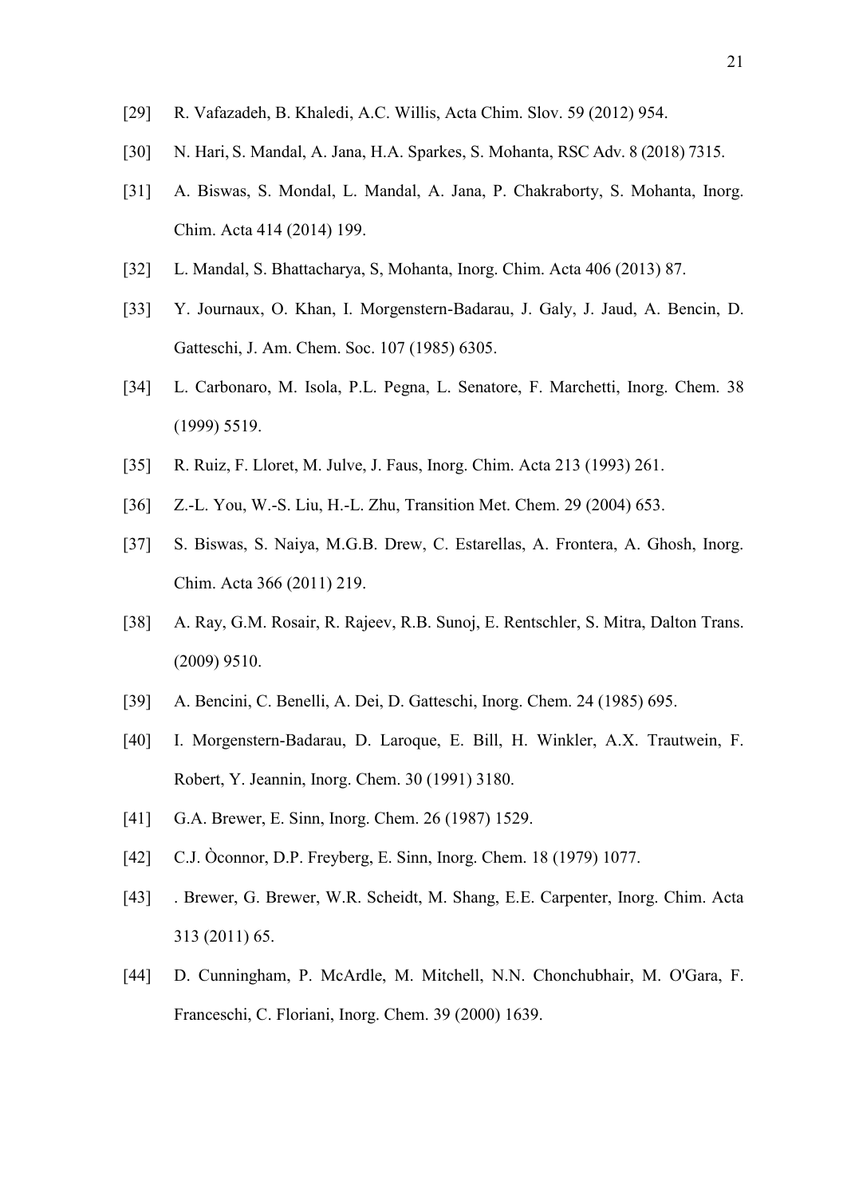[29] R. Vafazadeh, B. Khaledi, A.C. Willis, Acta Chim. Slov. 59 (2012) 954.

[30] N. Hari, S. Mandal, A. Jana, H.A. Sparkes, S. Mohanta, RSC Adv. 8 (2018) 7315.

[31] A. Biswas, S. Mondal, L. Mandal, A. Jana, P. Chakraborty, S. Mohanta, Inorg. Chim. Acta 414 (2014) 199.

[32] L. Mandal, S. Bhattacharya, S, Mohanta, Inorg. Chim. Acta 406 (2013) 87.

[33] Y. Journaux, O. Khan, I. Morgenstern-Badarau, J. Galy, J. Jaud, A. Bencin, D. Gatteschi, J. Am. Chem. Soc. 107 (1985) 6305.

[34] L. Carbonaro, M. Isola, P.L. Pegna, L. Senatore, F. Marchetti, Inorg. Chem. 38 (1999) 5519.

[35] R. Ruiz, F. Lloret, M. Julve, J. Faus, Inorg. Chim. Acta 213 (1993) 261.

[36] Z.-L. You, W.-S. Liu, H.-L. Zhu, Transition Met. Chem. 29 (2004) 653.

[37] S. Biswas, S. Naiya, M.G.B. Drew, C. Estarellas, A. Frontera, A. Ghosh, Inorg. Chim. Acta 366 (2011) 219.

[38] A. Ray, G.M. Rosair, R. Rajeev, R.B. Sunoj, E. Rentschler, S. Mitra, Dalton Trans. (2009) 9510.

[39] A. Bencini, C. Benelli, A. Dei, D. Gatteschi, Inorg. Chem. 24 (1985) 695.

[40] I. Morgenstern-Badarau, D. Laroque, E. Bill, H. Winkler, A.X. Trautwein, F. Robert, Y. Jeannin, Inorg. Chem. 30 (1991) 3180.

[41] G.A. Brewer, E. Sinn, Inorg. Chem. 26 (1987) 1529.

[42] C.J. Òconnor, D.P. Freyberg, E. Sinn, Inorg. Chem. 18 (1979) 1077.

[43] . Brewer, G. Brewer, W.R. Scheidt, M. Shang, E.E. Carpenter, Inorg. Chim. Acta 313 (2011) 65.

[44] D. Cunningham, P. McArdle, M. Mitchell, N.N. Chonchubhair, M. O'Gara, F. Franceschi, C. Floriani, Inorg. Chem. 39 (2000) 1639.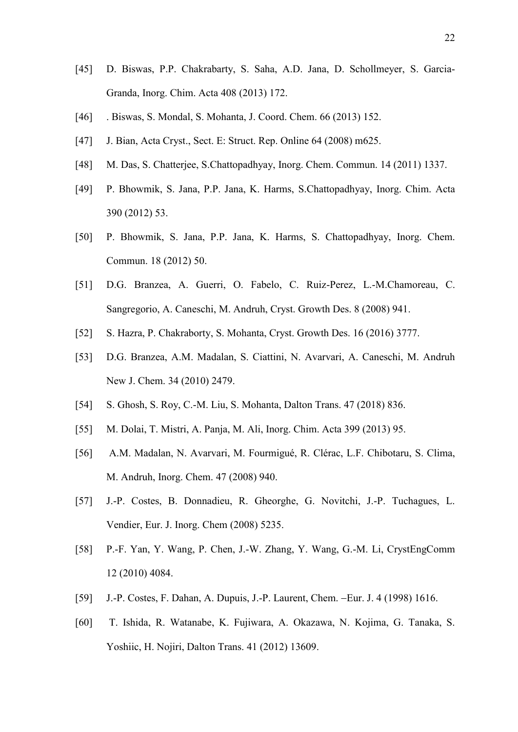[45] D. Biswas, P.P. Chakrabarty, S. Saha, A.D. Jana, D. Schollmeyer, S. Garcia-Granda, Inorg. Chim. Acta 408 (2013) 172.

[46] . Biswas, S. Mondal, S. Mohanta, J. Coord. Chem. 66 (2013) 152.

[47] J. Bian, Acta Cryst., Sect. E: Struct. Rep. Online 64 (2008) m625.

[48] M. Das, S. Chatterjee, S.Chattopadhyay, Inorg. Chem. Commun. 14 (2011) 1337.

[49] P. Bhowmik, S. Jana, P.P. Jana, K. Harms, S.Chattopadhyay, Inorg. Chim. Acta 390 (2012) 53.

[50] P. Bhowmik, S. Jana, P.P. Jana, K. Harms, S. Chattopadhyay, Inorg. Chem. Commun. 18 (2012) 50.

[51] D.G. Branzea, A. Guerri, O. Fabelo, C. Ruiz-Perez, L.-M.Chamoreau, C. Sangregorio, A. Caneschi, M. Andruh, Cryst. Growth Des. 8 (2008) 941.

[52] S. Hazra, P. Chakraborty, S. Mohanta, Cryst. Growth Des. 16 (2016) 3777.

[53] D.G. Branzea, A.M. Madalan, S. Ciattini, N. Avarvari, A. Caneschi, M. Andruh New J. Chem. 34 (2010) 2479.

[54] S. Ghosh, S. Roy, C.-M. Liu, S. Mohanta, Dalton Trans. 47 (2018) 836.

[55] M. Dolai, T. Mistri, A. Panja, M. Ali, Inorg. Chim. Acta 399 (2013) 95.

[56] A.M. Madalan, N. Avarvari, M. Fourmigué, R. Clérac, L.F. Chibotaru, S. Clima, M. Andruh, Inorg. Chem. 47 (2008) 940.

[57] J.-P. Costes, B. Donnadieu, R. Gheorghe, G. Novitchi, J.-P. Tuchagues, L. Vendier, Eur. J. Inorg. Chem (2008) 5235.

[58] P.-F. Yan, Y. Wang, P. Chen, J.-W. Zhang, Y. Wang, G.-M. Li, CrystEngComm 12 (2010) 4084.

[59] J.-P. Costes, F. Dahan, A. Dupuis, J.-P. Laurent, Chem. –Eur. J. 4 (1998) 1616.

[60] T. Ishida, R. Watanabe, K. Fujiwara, A. Okazawa, N. Kojima, G. Tanaka, S. Yoshiic, H. Nojiri, Dalton Trans. 41 (2012) 13609.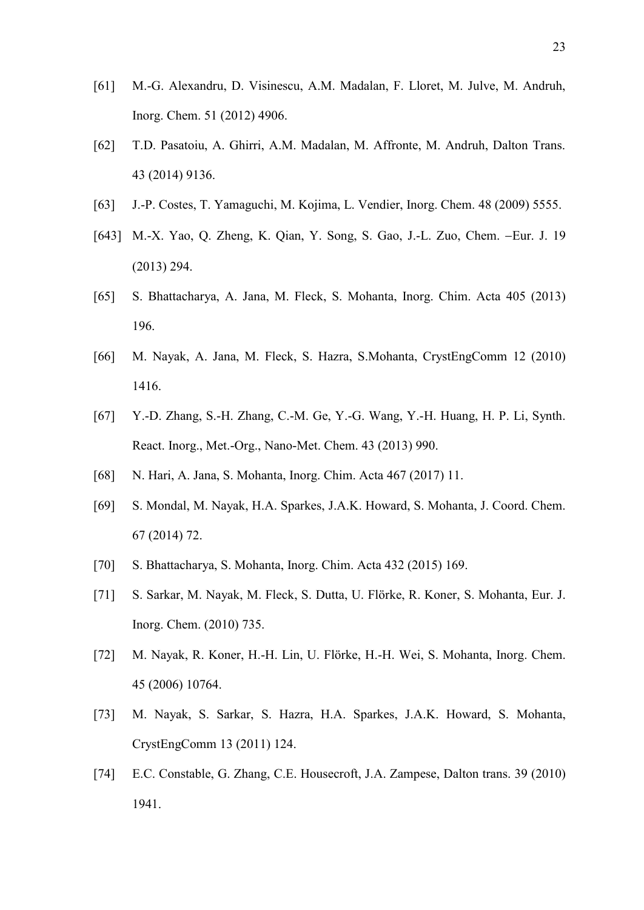[61] M.-G. Alexandru, D. Visinescu, A.M. Madalan, F. Lloret, M. Julve, M. Andruh, Inorg. Chem. 51 (2012) 4906.

[62] T.D. Pasatoiu, A. Ghirri, A.M. Madalan, M. Affronte, M. Andruh, Dalton Trans. 43 (2014) 9136.

[63] J.-P. Costes, T. Yamaguchi, M. Kojima, L. Vendier, Inorg. Chem. 48 (2009) 5555.

[643] M.-X. Yao, Q. Zheng, K. Qian, Y. Song, S. Gao, J.-L. Zuo, Chem. –Eur. J. 19 (2013) 294.

[65] S. Bhattacharya, A. Jana, M. Fleck, S. Mohanta, Inorg. Chim. Acta 405 (2013) 196.

[66] M. Nayak, A. Jana, M. Fleck, S. Hazra, S.Mohanta, CrystEngComm 12 (2010) 1416.

[67] Y.-D. Zhang, S.-H. Zhang, C.-M. Ge, Y.-G. Wang, Y.-H. Huang, H. P. Li, Synth. React. Inorg., Met.-Org., Nano-Met. Chem. 43 (2013) 990.

[68] N. Hari, A. Jana, S. Mohanta, Inorg. Chim. Acta 467 (2017) 11.

[69] S. Mondal, M. Nayak, H.A. Sparkes, J.A.K. Howard, S. Mohanta, J. Coord. Chem. 67 (2014) 72.

[70] S. Bhattacharya, S. Mohanta, Inorg. Chim. Acta 432 (2015) 169.

[71] S. Sarkar, M. Nayak, M. Fleck, S. Dutta, U. Flörke, R. Koner, S. Mohanta, Eur. J. Inorg. Chem. (2010) 735.

[72] M. Nayak, R. Koner, H.-H. Lin, U. Flörke, H.-H. Wei, S. Mohanta, Inorg. Chem. 45 (2006) 10764.

[73] M. Nayak, S. Sarkar, S. Hazra, H.A. Sparkes, J.A.K. Howard, S. Mohanta, CrystEngComm 13 (2011) 124.

[74] E.C. Constable, G. Zhang, C.E. Housecroft, J.A. Zampese, Dalton trans. 39 (2010) 1941.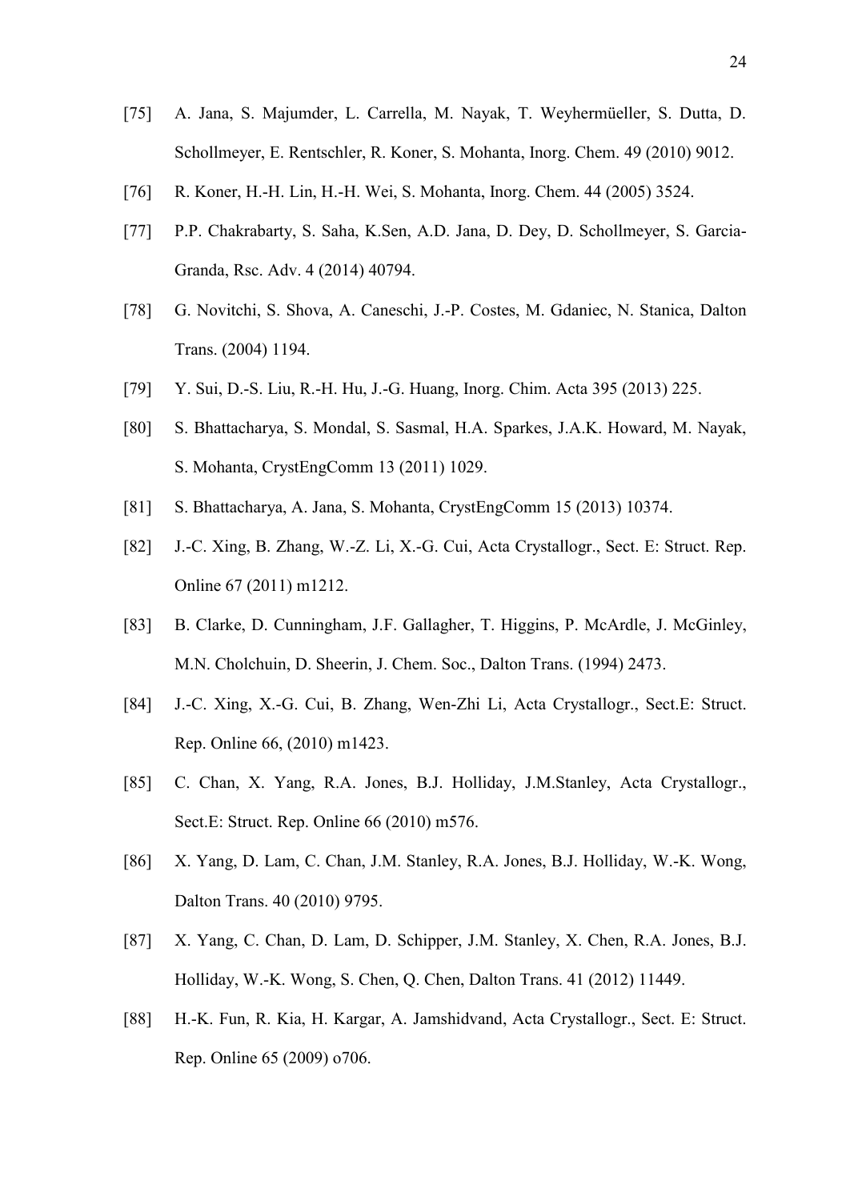[75] A. Jana, S. Majumder, L. Carrella, M. Nayak, T. Weyhermüeller, S. Dutta, D. Schollmeyer, E. Rentschler, R. Koner, S. Mohanta, Inorg. Chem. 49 (2010) 9012.

[76] R. Koner, H.-H. Lin, H.-H. Wei, S. Mohanta, Inorg. Chem. 44 (2005) 3524.

[77] P.P. Chakrabarty, S. Saha, K.Sen, A.D. Jana, D. Dey, D. Schollmeyer, S. Garcia-Granda, Rsc. Adv. 4 (2014) 40794.

[78] G. Novitchi, S. Shova, A. Caneschi, J.-P. Costes, M. Gdaniec, N. Stanica, Dalton Trans. (2004) 1194.

[79] Y. Sui, D.-S. Liu, R.-H. Hu, J.-G. Huang, Inorg. Chim. Acta 395 (2013) 225.

[80] S. Bhattacharya, S. Mondal, S. Sasmal, H.A. Sparkes, J.A.K. Howard, M. Nayak, S. Mohanta, CrystEngComm 13 (2011) 1029.

[81] S. Bhattacharya, A. Jana, S. Mohanta, CrystEngComm 15 (2013) 10374.

[82] J.-C. Xing, B. Zhang, W.-Z. Li, X.-G. Cui, Acta Crystallogr., Sect. E: Struct. Rep. Online 67 (2011) m1212.

[83] B. Clarke, D. Cunningham, J.F. Gallagher, T. Higgins, P. McArdle, J. McGinley, M.N. Cholchuin, D. Sheerin, J. Chem. Soc., Dalton Trans. (1994) 2473.

[84] J.-C. Xing, X.-G. Cui, B. Zhang, Wen-Zhi Li, Acta Crystallogr., Sect.E: Struct. Rep. Online 66, (2010) m1423.

[85] C. Chan, X. Yang, R.A. Jones, B.J. Holliday, J.M.Stanley, Acta Crystallogr., Sect.E: Struct. Rep. Online 66 (2010) m576.

[86] X. Yang, D. Lam, C. Chan, J.M. Stanley, R.A. Jones, B.J. Holliday, W.-K. Wong, Dalton Trans. 40 (2010) 9795.

[87] X. Yang, C. Chan, D. Lam, D. Schipper, J.M. Stanley, X. Chen, R.A. Jones, B.J. Holliday, W.-K. Wong, S. Chen, Q. Chen, Dalton Trans. 41 (2012) 11449.

[88] H.-K. Fun, R. Kia, H. Kargar, A. Jamshidvand, Acta Crystallogr., Sect. E: Struct. Rep. Online 65 (2009) o706.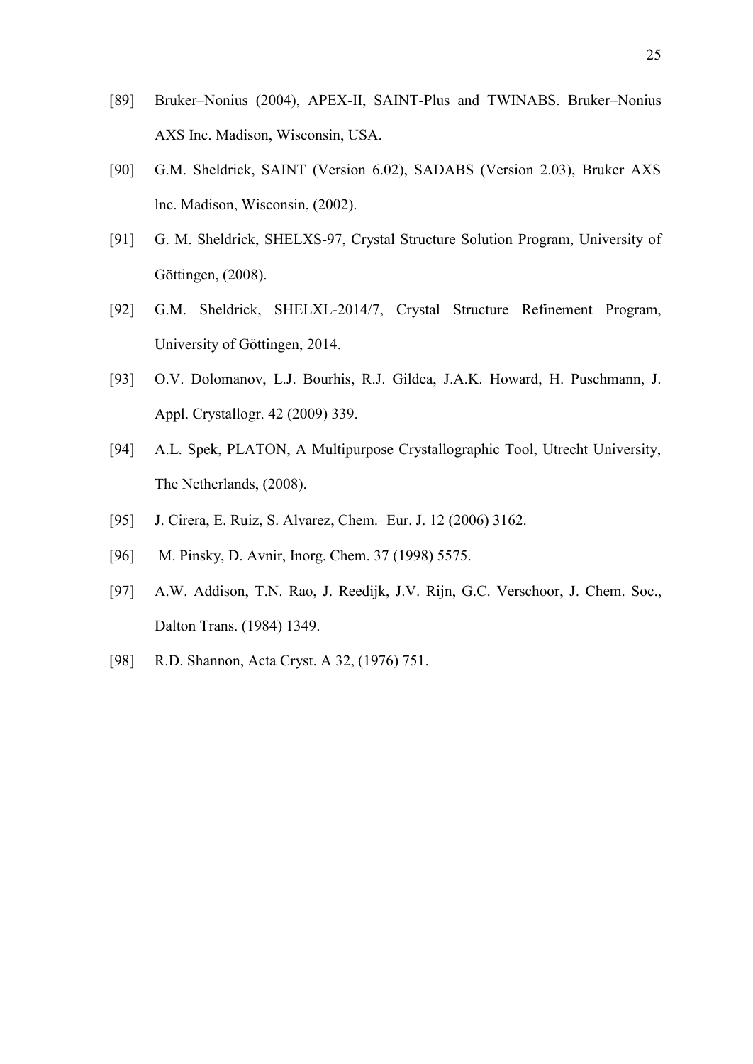[89] Bruker–Nonius (2004), APEX-II, SAINT-Plus and TWINABS. Bruker–Nonius AXS Inc. Madison, Wisconsin, USA.

[90] G.M. Sheldrick, SAINT (Version 6.02), SADABS (Version 2.03), Bruker AXS lnc. Madison, Wisconsin, (2002).

[91] G. M. Sheldrick, SHELXS-97, Crystal Structure Solution Program, University of Göttingen, (2008).

[92] G.M. Sheldrick, SHELXL-2014/7, Crystal Structure Refinement Program, University of Göttingen, 2014.

[93] O.V. Dolomanov, L.J. Bourhis, R.J. Gildea, J.A.K. Howard, H. Puschmann, J. Appl. Crystallogr. 42 (2009) 339.

[94] A.L. Spek, PLATON, A Multipurpose Crystallographic Tool, Utrecht University, The Netherlands, (2008).

[95] J. Cirera, E. Ruiz, S. Alvarez, Chem.–Eur. J. 12 (2006) 3162.

[96] M. Pinsky, D. Avnir, Inorg. Chem. 37 (1998) 5575.

[97] A.W. Addison, T.N. Rao, J. Reedijk, J.V. Rijn, G.C. Verschoor, J. Chem. Soc., Dalton Trans. (1984) 1349.

[98] R.D. Shannon, Acta Cryst. A 32, (1976) 751.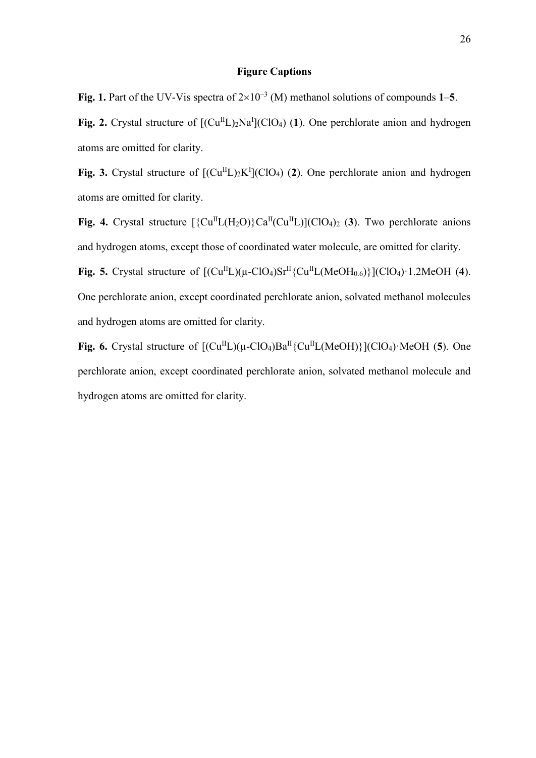## Figure Captions

**Fig. 1.** Part of the UV-Vis spectra of $2\times10^{-3}$ (M) methanol solutions of compounds **1**–**5**.

**Fig. 2.** Crystal structure of $[(Cu^{II}L)_2Na^{I}](ClO_4)$ (**1**). One perchlorate anion and hydrogen atoms are omitted for clarity.

**Fig. 3.** Crystal structure of $[(Cu^{II}L)_2K^{I}](ClO_4)$ (**2**). One perchlorate anion and hydrogen atoms are omitted for clarity.

**Fig. 4.** Crystal structure $[\{Cu^{II}L(H_2O)\}Ca^{II}(Cu^{II}L)](ClO_4)_2$ (**3**). Two perchlorate anions and hydrogen atoms, except those of coordinated water molecule, are omitted for clarity.

**Fig. 5.** Crystal structure of $[(Cu^{II}L)(\mu\text{-}ClO_4)Sr^{II}\{Cu^{II}L(MeOH_{0.6})\}](ClO_4)\cdot1.2MeOH$ (**4**). One perchlorate anion, except coordinated perchlorate anion, solvated methanol molecules and hydrogen atoms are omitted for clarity.

**Fig. 6.** Crystal structure of $[(Cu^{II}L)(\mu\text{-}ClO_4)Ba^{II}\{Cu^{II}L(MeOH)\}](ClO_4)\cdot MeOH$ (**5**). One perchlorate anion, except coordinated perchlorate anion, solvated methanol molecule and hydrogen atoms are omitted for clarity.